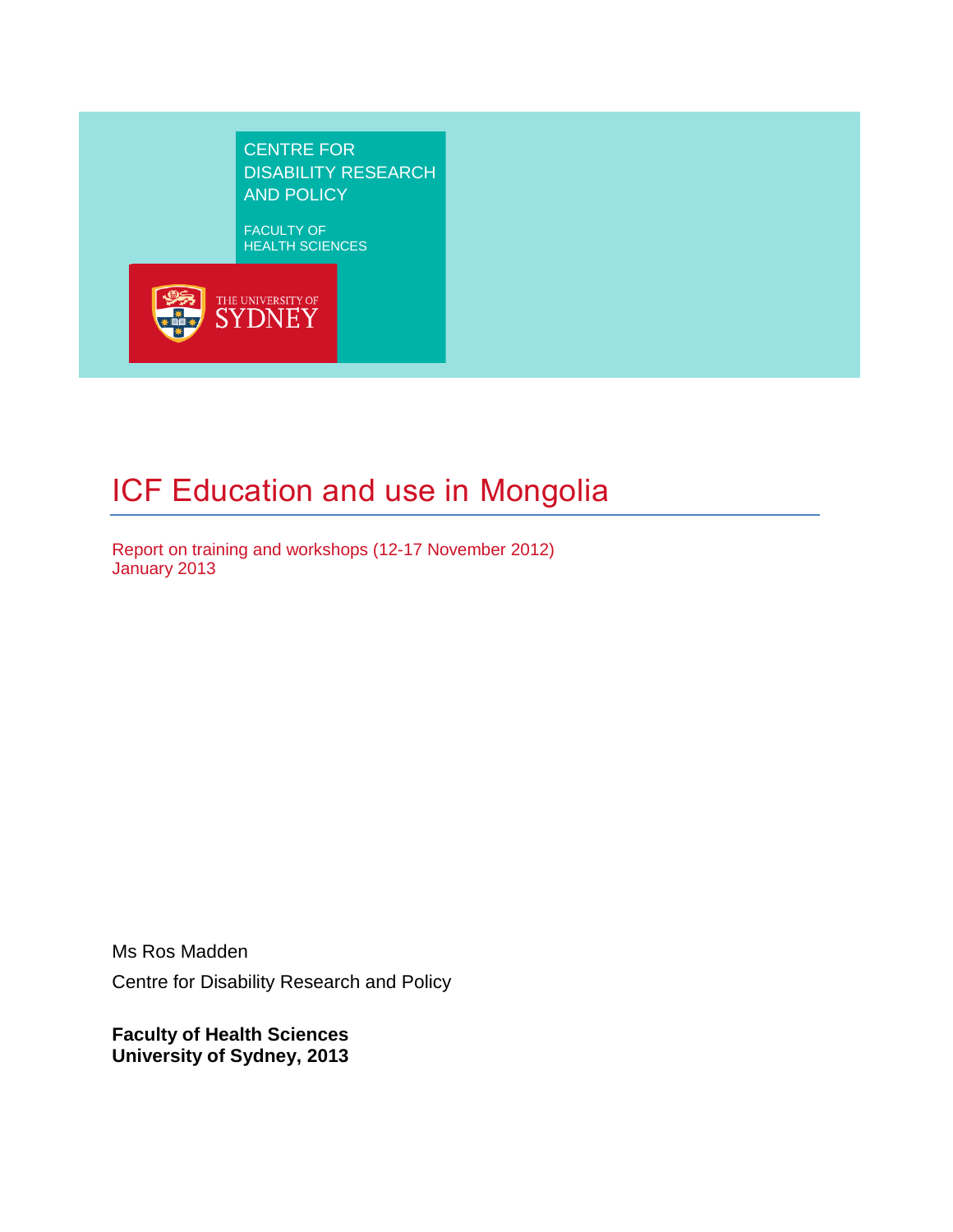CENTRE FOR
DISABILITY RESEARCH
AND POLICY

FACULTY OF
HEALTH SCIENCES

THE UNIVERSITY OF
SYDNEY

# ICF Education and use in Mongolia

Report on training and workshops (12-17 November 2012)
January 2013

Ms Ros Madden

Centre for Disability Research and Policy

**Faculty of Health Sciences**
**University of Sydney, 2013**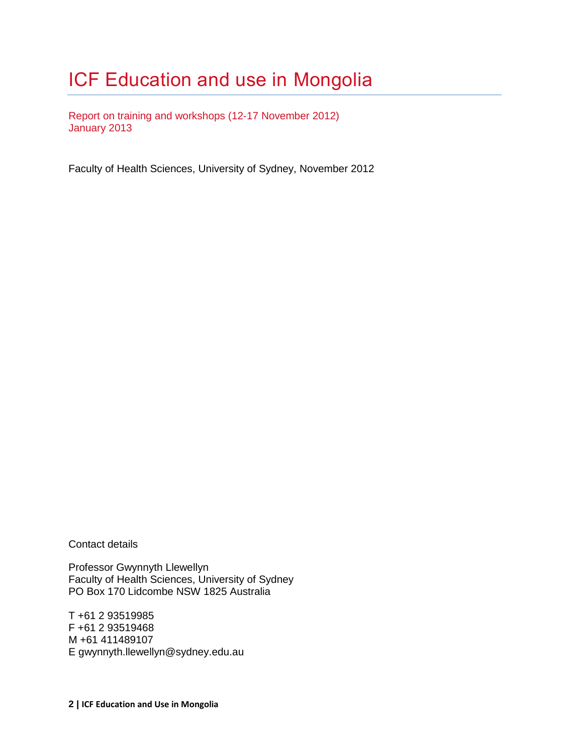# ICF Education and use in Mongolia

Report on training and workshops (12-17 November 2012)
January 2013

Faculty of Health Sciences, University of Sydney, November 2012

Contact details

Professor Gwynnyth Llewellyn
Faculty of Health Sciences, University of Sydney
PO Box 170 Lidcombe NSW 1825 Australia

T +61 2 93519985
F +61 2 93519468
M +61 411489107
E gwynnyth.llewellyn@sydney.edu.au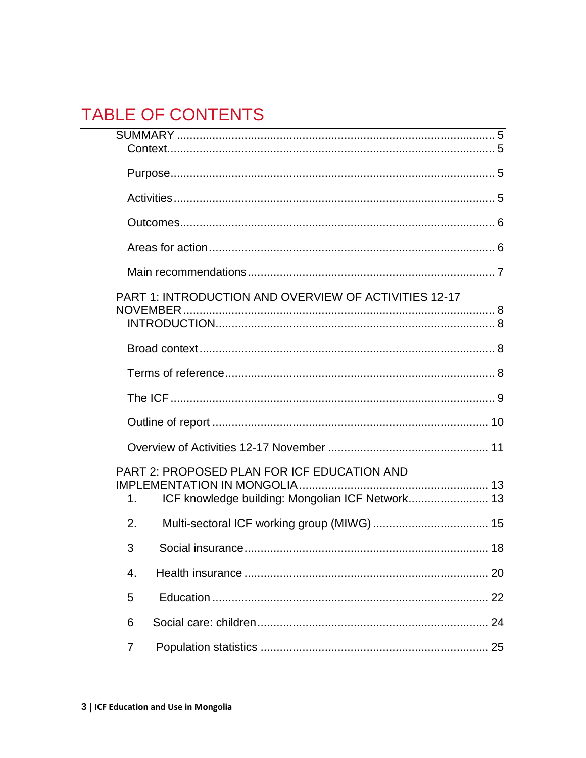# TABLE OF CONTENTS

SUMMARY ..... 5

- Context ..... 5
- Purpose ..... 5
- Activities ..... 5
- Outcomes ..... 6
- Areas for action ..... 6
- Main recommendations ..... 7

PART 1: INTRODUCTION AND OVERVIEW OF ACTIVITIES 12-17 NOVEMBER ..... 8

- INTRODUCTION ..... 8
- Broad context ..... 8
- Terms of reference ..... 8
- The ICF ..... 9
- Outline of report ..... 10
- Overview of Activities 12-17 November ..... 11

PART 2: PROPOSED PLAN FOR ICF EDUCATION AND IMPLEMENTATION IN MONGOLIA ..... 13

- 1. ICF knowledge building: Mongolian ICF Network ..... 13
- 2. Multi-sectoral ICF working group (MIWG) ..... 15
- 3 Social insurance ..... 18
- 4. Health insurance ..... 20
- 5 Education ..... 22
- 6 Social care: children ..... 24
- 7 Population statistics ..... 25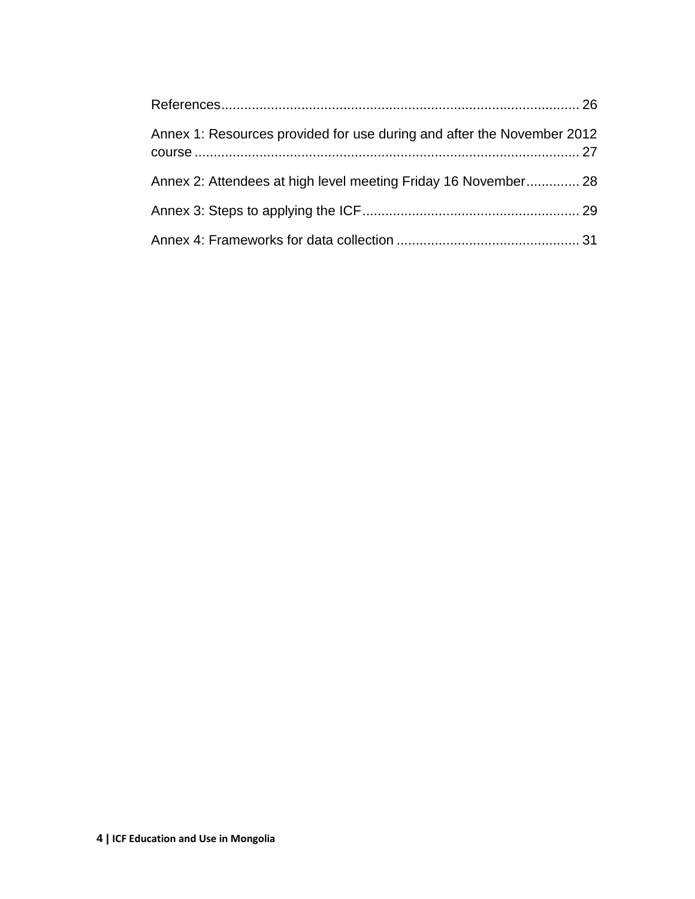References ..................................................................................... 26

Annex 1: Resources provided for use during and after the November 2012 course ..................................................................................... 27

Annex 2: Attendees at high level meeting Friday 16 November .............. 28

Annex 3: Steps to applying the ICF ......................................................... 29

Annex 4: Frameworks for data collection ................................................ 31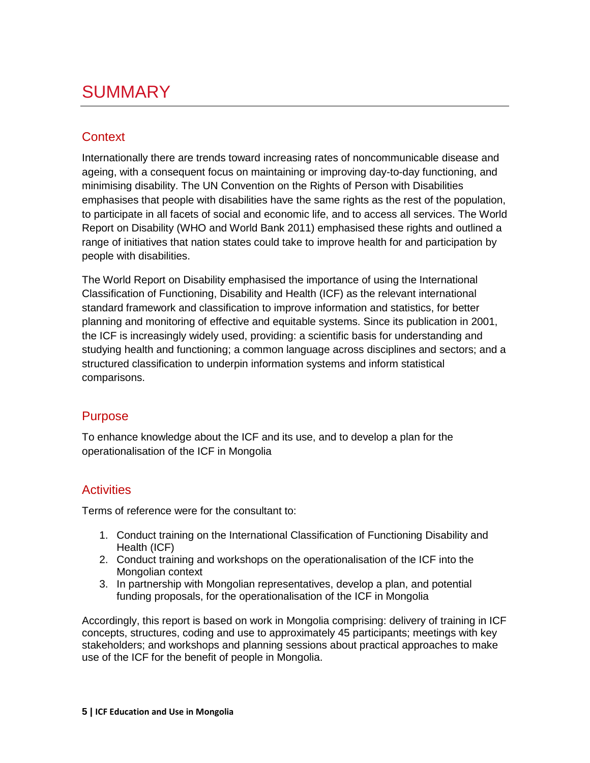# SUMMARY

## Context

Internationally there are trends toward increasing rates of noncommunicable disease and ageing, with a consequent focus on maintaining or improving day-to-day functioning, and minimising disability. The UN Convention on the Rights of Person with Disabilities emphasises that people with disabilities have the same rights as the rest of the population, to participate in all facets of social and economic life, and to access all services. The World Report on Disability (WHO and World Bank 2011) emphasised these rights and outlined a range of initiatives that nation states could take to improve health for and participation by people with disabilities.

The World Report on Disability emphasised the importance of using the International Classification of Functioning, Disability and Health (ICF) as the relevant international standard framework and classification to improve information and statistics, for better planning and monitoring of effective and equitable systems. Since its publication in 2001, the ICF is increasingly widely used, providing: a scientific basis for understanding and studying health and functioning; a common language across disciplines and sectors; and a structured classification to underpin information systems and inform statistical comparisons.

## Purpose

To enhance knowledge about the ICF and its use, and to develop a plan for the operationalisation of the ICF in Mongolia

## Activities

Terms of reference were for the consultant to:

1. Conduct training on the International Classification of Functioning Disability and Health (ICF)
2. Conduct training and workshops on the operationalisation of the ICF into the Mongolian context
3. In partnership with Mongolian representatives, develop a plan, and potential funding proposals, for the operationalisation of the ICF in Mongolia

Accordingly, this report is based on work in Mongolia comprising: delivery of training in ICF concepts, structures, coding and use to approximately 45 participants; meetings with key stakeholders; and workshops and planning sessions about practical approaches to make use of the ICF for the benefit of people in Mongolia.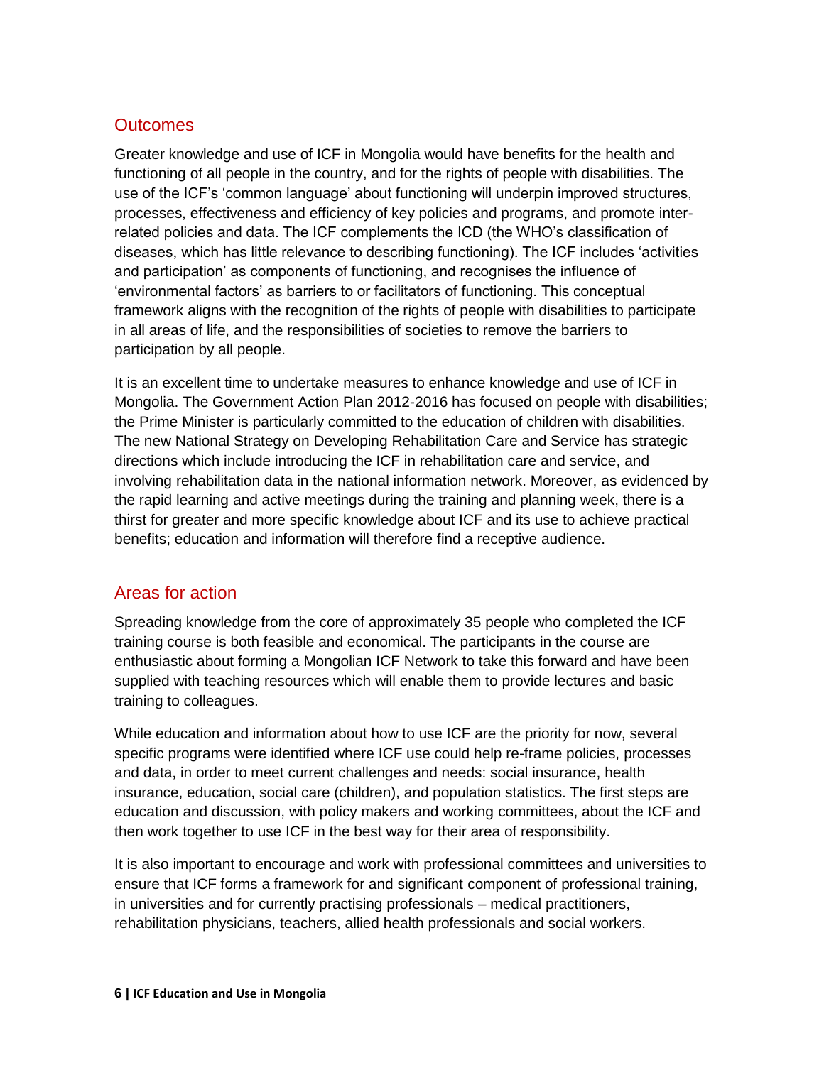## Outcomes

Greater knowledge and use of ICF in Mongolia would have benefits for the health and functioning of all people in the country, and for the rights of people with disabilities. The use of the ICF's 'common language' about functioning will underpin improved structures, processes, effectiveness and efficiency of key policies and programs, and promote inter-related policies and data. The ICF complements the ICD (the WHO's classification of diseases, which has little relevance to describing functioning). The ICF includes 'activities and participation' as components of functioning, and recognises the influence of 'environmental factors' as barriers to or facilitators of functioning. This conceptual framework aligns with the recognition of the rights of people with disabilities to participate in all areas of life, and the responsibilities of societies to remove the barriers to participation by all people.

It is an excellent time to undertake measures to enhance knowledge and use of ICF in Mongolia. The Government Action Plan 2012-2016 has focused on people with disabilities; the Prime Minister is particularly committed to the education of children with disabilities. The new National Strategy on Developing Rehabilitation Care and Service has strategic directions which include introducing the ICF in rehabilitation care and service, and involving rehabilitation data in the national information network. Moreover, as evidenced by the rapid learning and active meetings during the training and planning week, there is a thirst for greater and more specific knowledge about ICF and its use to achieve practical benefits; education and information will therefore find a receptive audience.

## Areas for action

Spreading knowledge from the core of approximately 35 people who completed the ICF training course is both feasible and economical. The participants in the course are enthusiastic about forming a Mongolian ICF Network to take this forward and have been supplied with teaching resources which will enable them to provide lectures and basic training to colleagues.

While education and information about how to use ICF are the priority for now, several specific programs were identified where ICF use could help re-frame policies, processes and data, in order to meet current challenges and needs: social insurance, health insurance, education, social care (children), and population statistics. The first steps are education and discussion, with policy makers and working committees, about the ICF and then work together to use ICF in the best way for their area of responsibility.

It is also important to encourage and work with professional committees and universities to ensure that ICF forms a framework for and significant component of professional training, in universities and for currently practising professionals – medical practitioners, rehabilitation physicians, teachers, allied health professionals and social workers.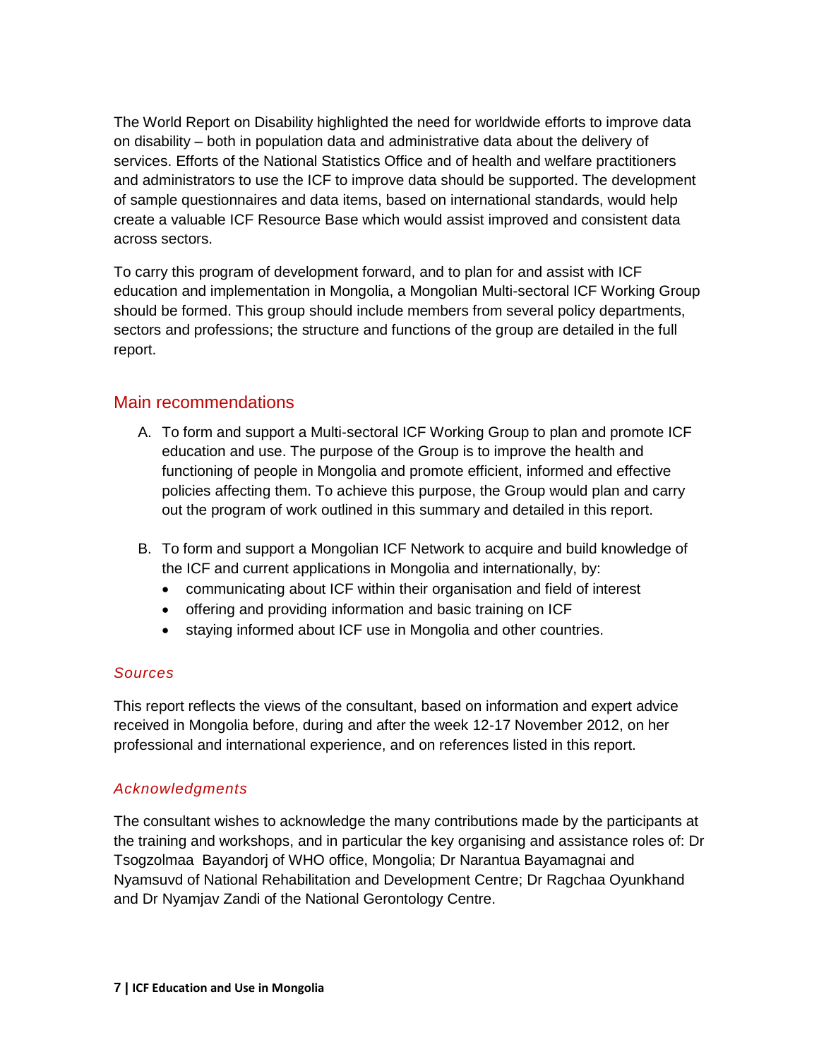The World Report on Disability highlighted the need for worldwide efforts to improve data on disability – both in population data and administrative data about the delivery of services. Efforts of the National Statistics Office and of health and welfare practitioners and administrators to use the ICF to improve data should be supported. The development of sample questionnaires and data items, based on international standards, would help create a valuable ICF Resource Base which would assist improved and consistent data across sectors.

To carry this program of development forward, and to plan for and assist with ICF education and implementation in Mongolia, a Mongolian Multi-sectoral ICF Working Group should be formed. This group should include members from several policy departments, sectors and professions; the structure and functions of the group are detailed in the full report.

## Main recommendations

A. To form and support a Multi-sectoral ICF Working Group to plan and promote ICF education and use. The purpose of the Group is to improve the health and functioning of people in Mongolia and promote efficient, informed and effective policies affecting them. To achieve this purpose, the Group would plan and carry out the program of work outlined in this summary and detailed in this report.

B. To form and support a Mongolian ICF Network to acquire and build knowledge of the ICF and current applications in Mongolia and internationally, by:
   - communicating about ICF within their organisation and field of interest
   - offering and providing information and basic training on ICF
   - staying informed about ICF use in Mongolia and other countries.

### *Sources*

This report reflects the views of the consultant, based on information and expert advice received in Mongolia before, during and after the week 12-17 November 2012, on her professional and international experience, and on references listed in this report.

### *Acknowledgments*

The consultant wishes to acknowledge the many contributions made by the participants at the training and workshops, and in particular the key organising and assistance roles of: Dr Tsogzolmaa Bayandorj of WHO office, Mongolia; Dr Narantua Bayamagnai and Nyamsuvd of National Rehabilitation and Development Centre; Dr Ragchaa Oyunkhand and Dr Nyamjav Zandi of the National Gerontology Centre.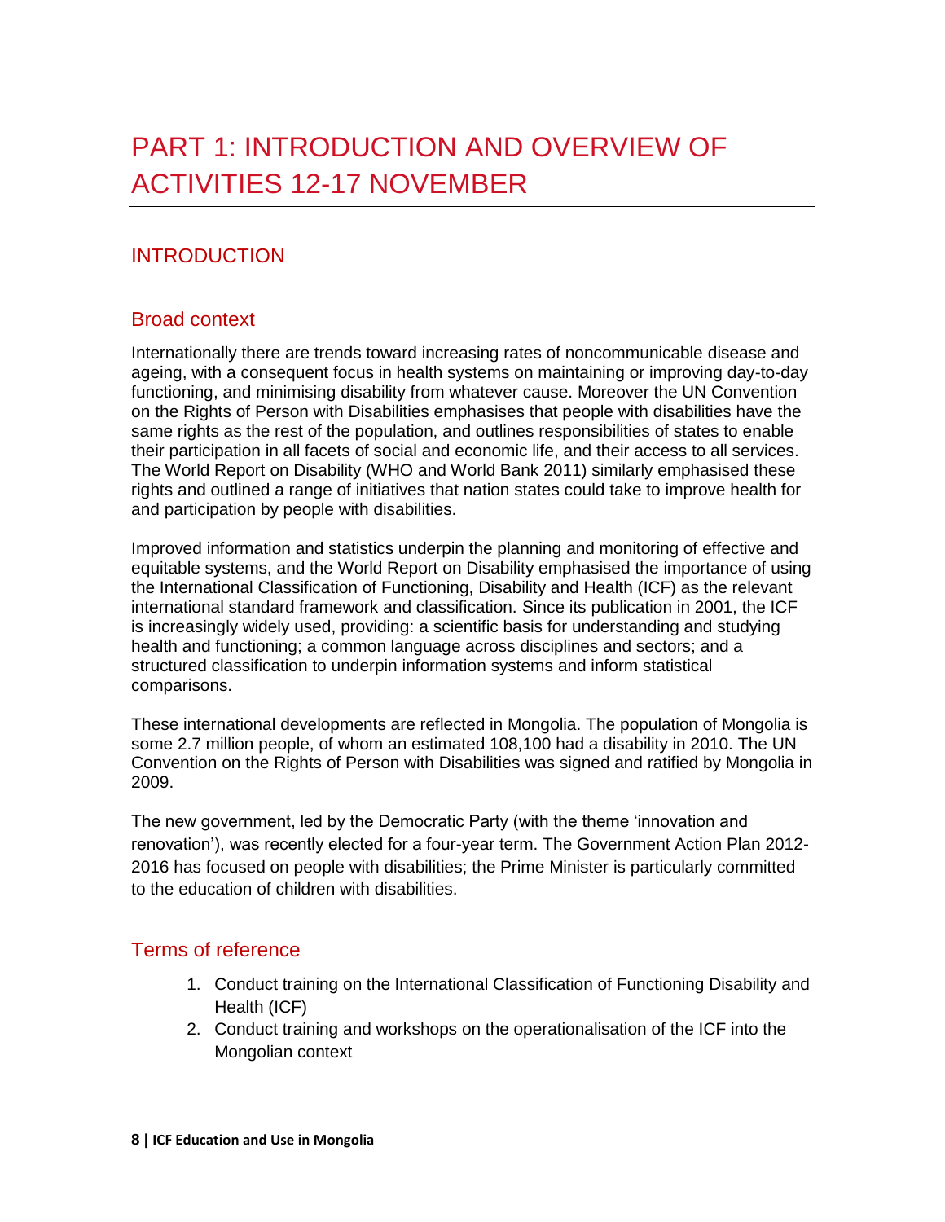# PART 1: INTRODUCTION AND OVERVIEW OF ACTIVITIES 12-17 NOVEMBER

## INTRODUCTION

### Broad context

Internationally there are trends toward increasing rates of noncommunicable disease and ageing, with a consequent focus in health systems on maintaining or improving day-to-day functioning, and minimising disability from whatever cause. Moreover the UN Convention on the Rights of Person with Disabilities emphasises that people with disabilities have the same rights as the rest of the population, and outlines responsibilities of states to enable their participation in all facets of social and economic life, and their access to all services. The World Report on Disability (WHO and World Bank 2011) similarly emphasised these rights and outlined a range of initiatives that nation states could take to improve health for and participation by people with disabilities.

Improved information and statistics underpin the planning and monitoring of effective and equitable systems, and the World Report on Disability emphasised the importance of using the International Classification of Functioning, Disability and Health (ICF) as the relevant international standard framework and classification. Since its publication in 2001, the ICF is increasingly widely used, providing: a scientific basis for understanding and studying health and functioning; a common language across disciplines and sectors; and a structured classification to underpin information systems and inform statistical comparisons.

These international developments are reflected in Mongolia. The population of Mongolia is some 2.7 million people, of whom an estimated 108,100 had a disability in 2010. The UN Convention on the Rights of Person with Disabilities was signed and ratified by Mongolia in 2009.

The new government, led by the Democratic Party (with the theme 'innovation and renovation'), was recently elected for a four-year term. The Government Action Plan 2012-2016 has focused on people with disabilities; the Prime Minister is particularly committed to the education of children with disabilities.

### Terms of reference

1. Conduct training on the International Classification of Functioning Disability and Health (ICF)
2. Conduct training and workshops on the operationalisation of the ICF into the Mongolian context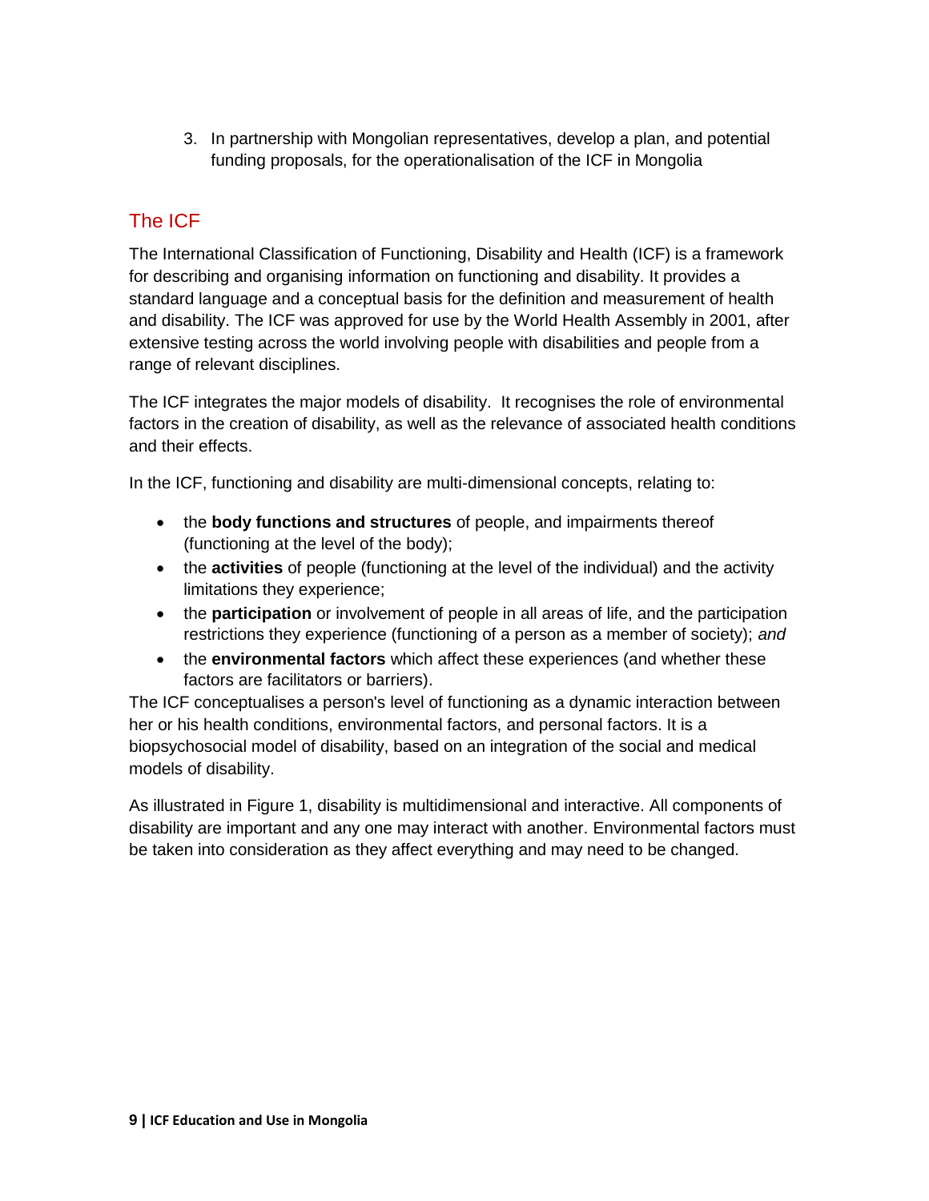3. In partnership with Mongolian representatives, develop a plan, and potential funding proposals, for the operationalisation of the ICF in Mongolia

## The ICF

The International Classification of Functioning, Disability and Health (ICF) is a framework for describing and organising information on functioning and disability. It provides a standard language and a conceptual basis for the definition and measurement of health and disability. The ICF was approved for use by the World Health Assembly in 2001, after extensive testing across the world involving people with disabilities and people from a range of relevant disciplines.

The ICF integrates the major models of disability. It recognises the role of environmental factors in the creation of disability, as well as the relevance of associated health conditions and their effects.

In the ICF, functioning and disability are multi-dimensional concepts, relating to:

- the **body functions and structures** of people, and impairments thereof (functioning at the level of the body);
- the **activities** of people (functioning at the level of the individual) and the activity limitations they experience;
- the **participation** or involvement of people in all areas of life, and the participation restrictions they experience (functioning of a person as a member of society); *and*
- the **environmental factors** which affect these experiences (and whether these factors are facilitators or barriers).

The ICF conceptualises a person's level of functioning as a dynamic interaction between her or his health conditions, environmental factors, and personal factors. It is a biopsychosocial model of disability, based on an integration of the social and medical models of disability.

As illustrated in Figure 1, disability is multidimensional and interactive. All components of disability are important and any one may interact with another. Environmental factors must be taken into consideration as they affect everything and may need to be changed.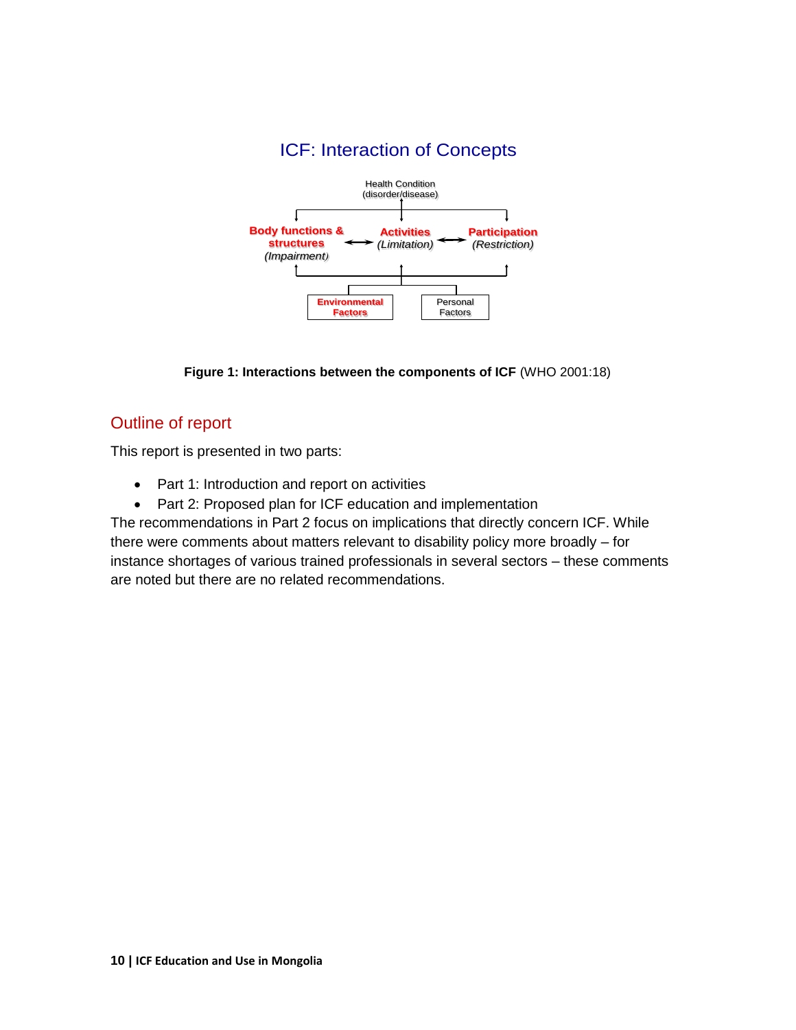## ICF: Interaction of Concepts

Health Condition
(disorder/disease)

**Body functions & structures**
*(Impairment)*

**Activities**
*(Limitation)*

**Participation**
*(Restriction)*

**Environmental Factors**

Personal Factors

**Figure 1: Interactions between the components of ICF** (WHO 2001:18)

## Outline of report

This report is presented in two parts:

- Part 1: Introduction and report on activities
- Part 2: Proposed plan for ICF education and implementation

The recommendations in Part 2 focus on implications that directly concern ICF. While there were comments about matters relevant to disability policy more broadly – for instance shortages of various trained professionals in several sectors – these comments are noted but there are no related recommendations.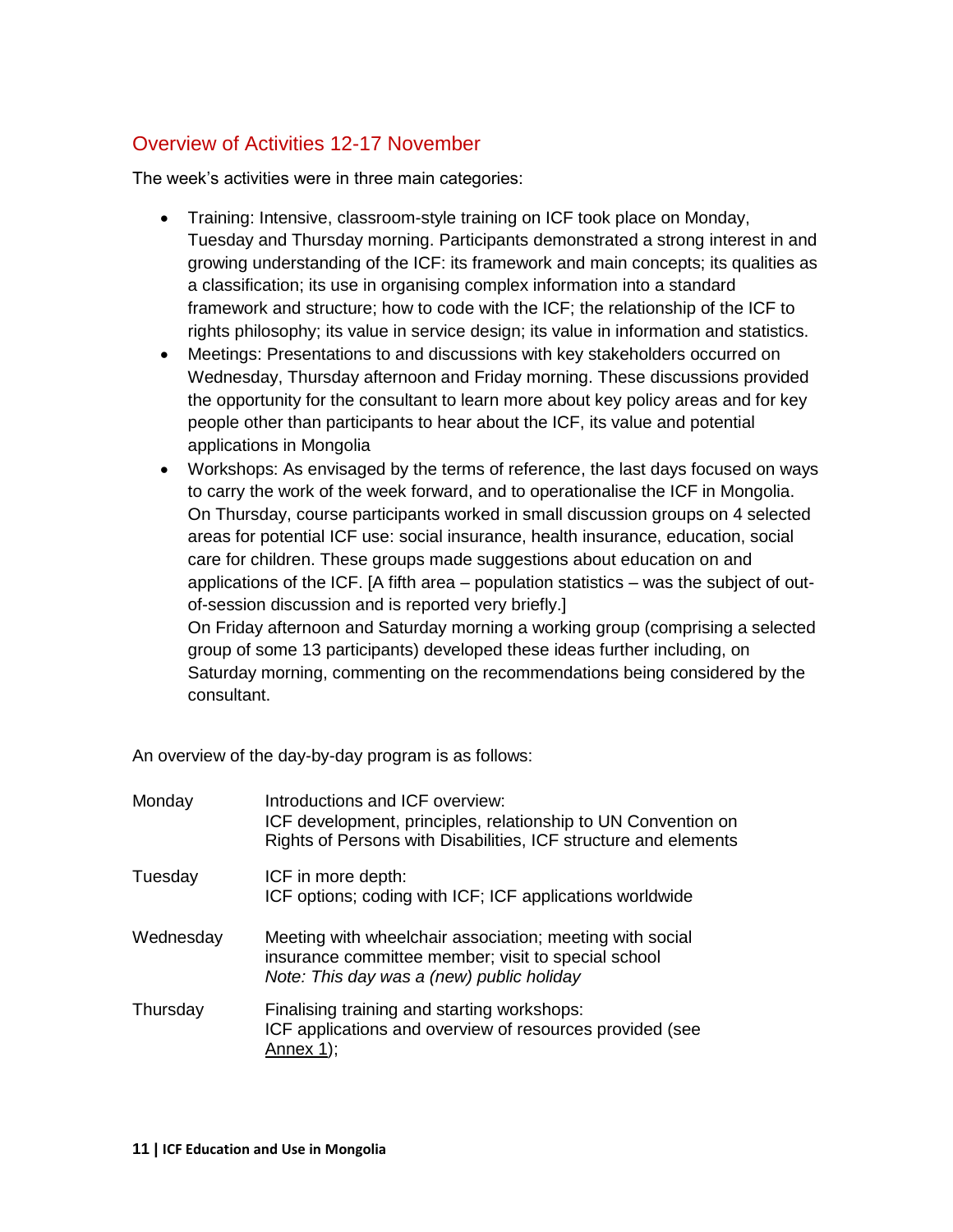## Overview of Activities 12-17 November

The week's activities were in three main categories:

- Training: Intensive, classroom-style training on ICF took place on Monday, Tuesday and Thursday morning. Participants demonstrated a strong interest in and growing understanding of the ICF: its framework and main concepts; its qualities as a classification; its use in organising complex information into a standard framework and structure; how to code with the ICF; the relationship of the ICF to rights philosophy; its value in service design; its value in information and statistics.
- Meetings: Presentations to and discussions with key stakeholders occurred on Wednesday, Thursday afternoon and Friday morning. These discussions provided the opportunity for the consultant to learn more about key policy areas and for key people other than participants to hear about the ICF, its value and potential applications in Mongolia
- Workshops: As envisaged by the terms of reference, the last days focused on ways to carry the work of the week forward, and to operationalise the ICF in Mongolia. On Thursday, course participants worked in small discussion groups on 4 selected areas for potential ICF use: social insurance, health insurance, education, social care for children. These groups made suggestions about education on and applications of the ICF. [A fifth area – population statistics – was the subject of out-of-session discussion and is reported very briefly.]
  On Friday afternoon and Saturday morning a working group (comprising a selected group of some 13 participants) developed these ideas further including, on Saturday morning, commenting on the recommendations being considered by the consultant.

An overview of the day-by-day program is as follows:

| | |
|---|---|
| Monday | Introductions and ICF overview:<br>ICF development, principles, relationship to UN Convention on Rights of Persons with Disabilities, ICF structure and elements |
| Tuesday | ICF in more depth:<br>ICF options; coding with ICF; ICF applications worldwide |
| Wednesday | Meeting with wheelchair association; meeting with social insurance committee member; visit to special school<br>*Note: This day was a (new) public holiday* |
| Thursday | Finalising training and starting workshops:<br>ICF applications and overview of resources provided (see Annex 1); |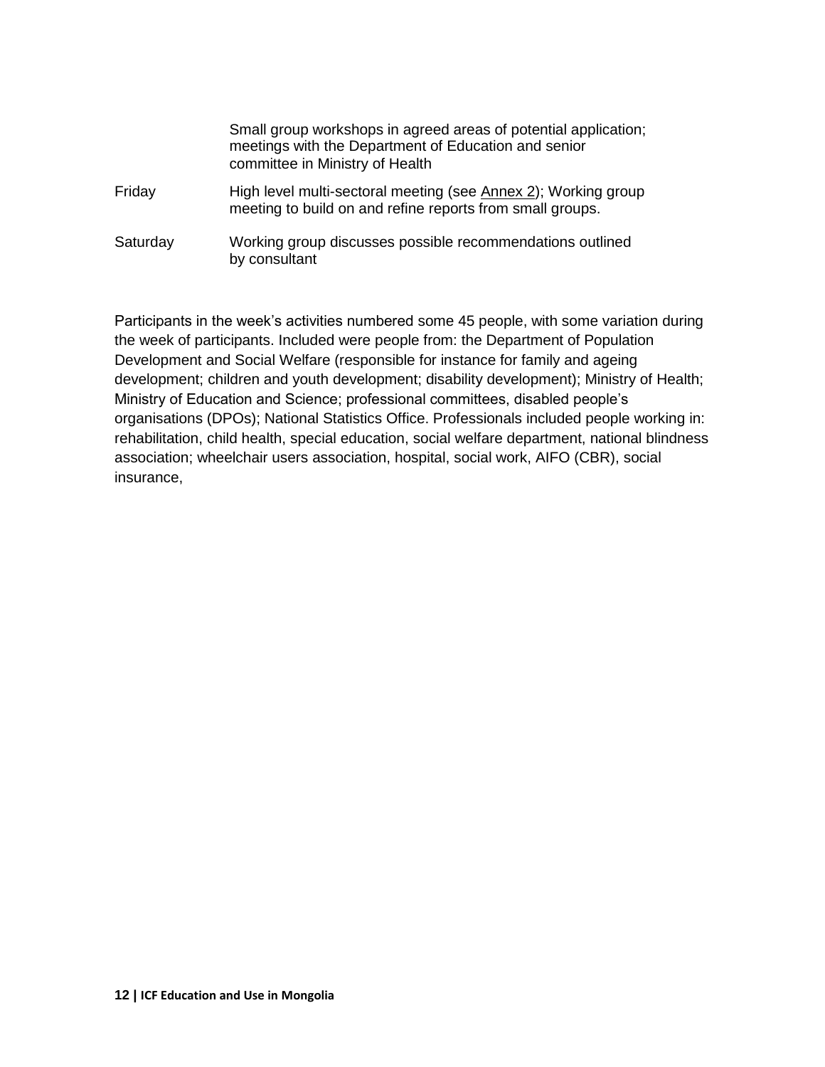| | |
|---|---|
| | Small group workshops in agreed areas of potential application; meetings with the Department of Education and senior committee in Ministry of Health |
| Friday | High level multi-sectoral meeting (see Annex 2); Working group meeting to build on and refine reports from small groups. |
| Saturday | Working group discusses possible recommendations outlined by consultant |

Participants in the week's activities numbered some 45 people, with some variation during the week of participants. Included were people from: the Department of Population Development and Social Welfare (responsible for instance for family and ageing development; children and youth development; disability development); Ministry of Health; Ministry of Education and Science; professional committees, disabled people's organisations (DPOs); National Statistics Office. Professionals included people working in: rehabilitation, child health, special education, social welfare department, national blindness association; wheelchair users association, hospital, social work, AIFO (CBR), social insurance,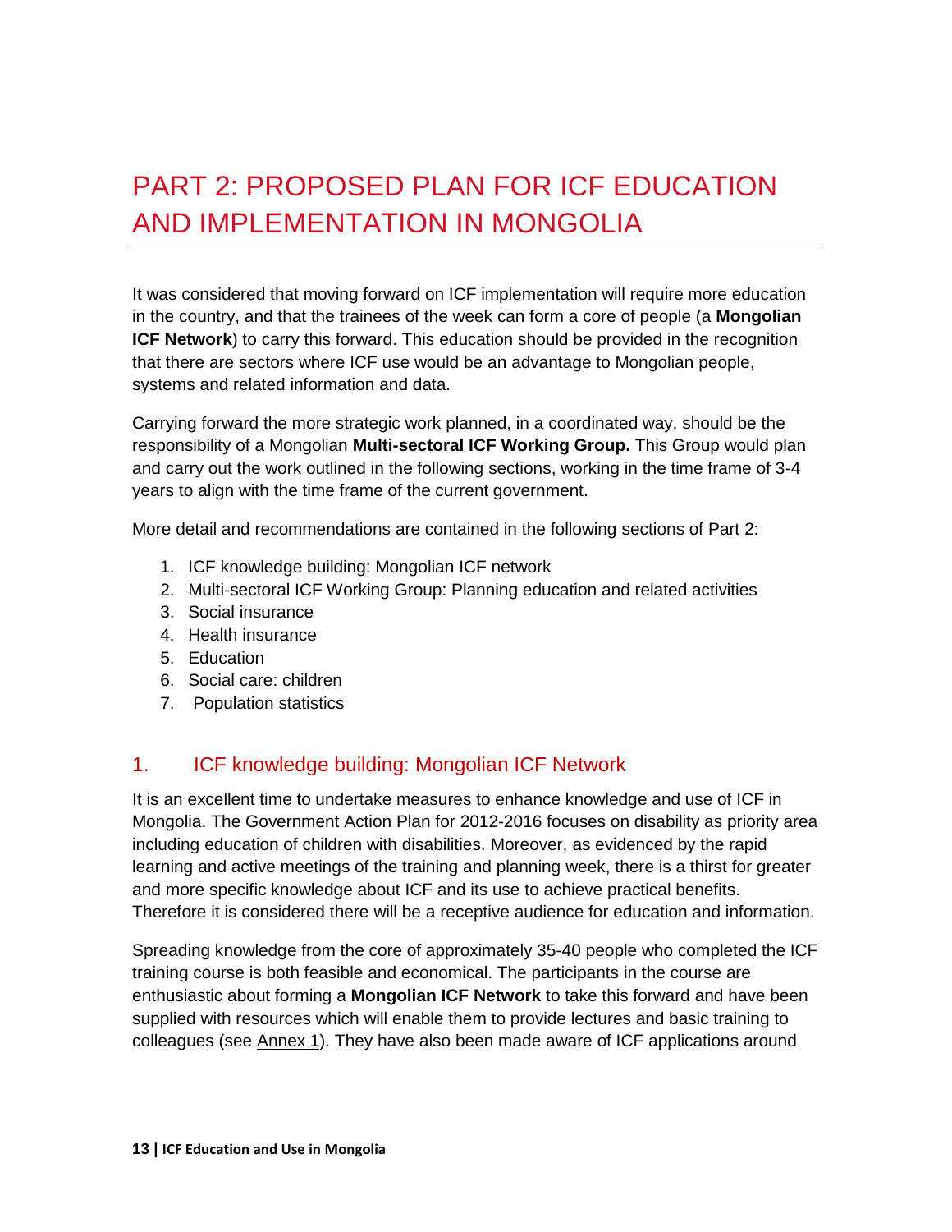# PART 2: PROPOSED PLAN FOR ICF EDUCATION AND IMPLEMENTATION IN MONGOLIA

It was considered that moving forward on ICF implementation will require more education in the country, and that the trainees of the week can form a core of people (a **Mongolian ICF Network**) to carry this forward. This education should be provided in the recognition that there are sectors where ICF use would be an advantage to Mongolian people, systems and related information and data.

Carrying forward the more strategic work planned, in a coordinated way, should be the responsibility of a Mongolian **Multi-sectoral ICF Working Group.** This Group would plan and carry out the work outlined in the following sections, working in the time frame of 3-4 years to align with the time frame of the current government.

More detail and recommendations are contained in the following sections of Part 2:

1. ICF knowledge building: Mongolian ICF network
2. Multi-sectoral ICF Working Group: Planning education and related activities
3. Social insurance
4. Health insurance
5. Education
6. Social care: children
7. Population statistics

## 1. ICF knowledge building: Mongolian ICF Network

It is an excellent time to undertake measures to enhance knowledge and use of ICF in Mongolia. The Government Action Plan for 2012-2016 focuses on disability as priority area including education of children with disabilities. Moreover, as evidenced by the rapid learning and active meetings of the training and planning week, there is a thirst for greater and more specific knowledge about ICF and its use to achieve practical benefits. Therefore it is considered there will be a receptive audience for education and information.

Spreading knowledge from the core of approximately 35-40 people who completed the ICF training course is both feasible and economical. The participants in the course are enthusiastic about forming a **Mongolian ICF Network** to take this forward and have been supplied with resources which will enable them to provide lectures and basic training to colleagues (see Annex 1). They have also been made aware of ICF applications around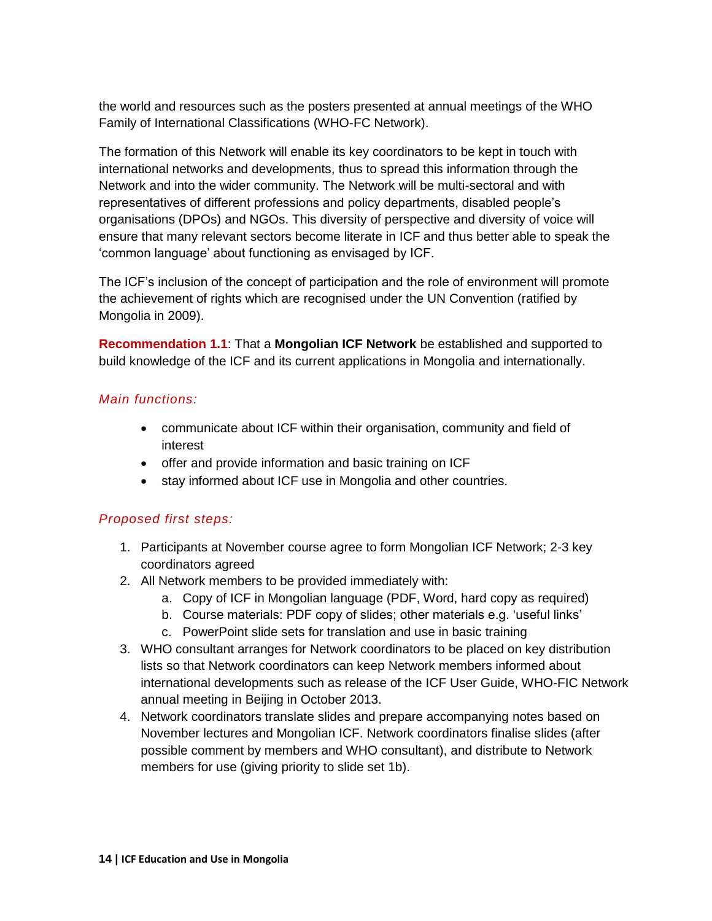the world and resources such as the posters presented at annual meetings of the WHO Family of International Classifications (WHO-FC Network).

The formation of this Network will enable its key coordinators to be kept in touch with international networks and developments, thus to spread this information through the Network and into the wider community. The Network will be multi-sectoral and with representatives of different professions and policy departments, disabled people's organisations (DPOs) and NGOs. This diversity of perspective and diversity of voice will ensure that many relevant sectors become literate in ICF and thus better able to speak the 'common language' about functioning as envisaged by ICF.

The ICF's inclusion of the concept of participation and the role of environment will promote the achievement of rights which are recognised under the UN Convention (ratified by Mongolia in 2009).

**Recommendation 1.1**: That a **Mongolian ICF Network** be established and supported to build knowledge of the ICF and its current applications in Mongolia and internationally.

*Main functions:*

- communicate about ICF within their organisation, community and field of interest
- offer and provide information and basic training on ICF
- stay informed about ICF use in Mongolia and other countries.

*Proposed first steps:*

1. Participants at November course agree to form Mongolian ICF Network; 2-3 key coordinators agreed
2. All Network members to be provided immediately with:
   a. Copy of ICF in Mongolian language (PDF, Word, hard copy as required)
   b. Course materials: PDF copy of slides; other materials e.g. 'useful links'
   c. PowerPoint slide sets for translation and use in basic training
3. WHO consultant arranges for Network coordinators to be placed on key distribution lists so that Network coordinators can keep Network members informed about international developments such as release of the ICF User Guide, WHO-FIC Network annual meeting in Beijing in October 2013.
4. Network coordinators translate slides and prepare accompanying notes based on November lectures and Mongolian ICF. Network coordinators finalise slides (after possible comment by members and WHO consultant), and distribute to Network members for use (giving priority to slide set 1b).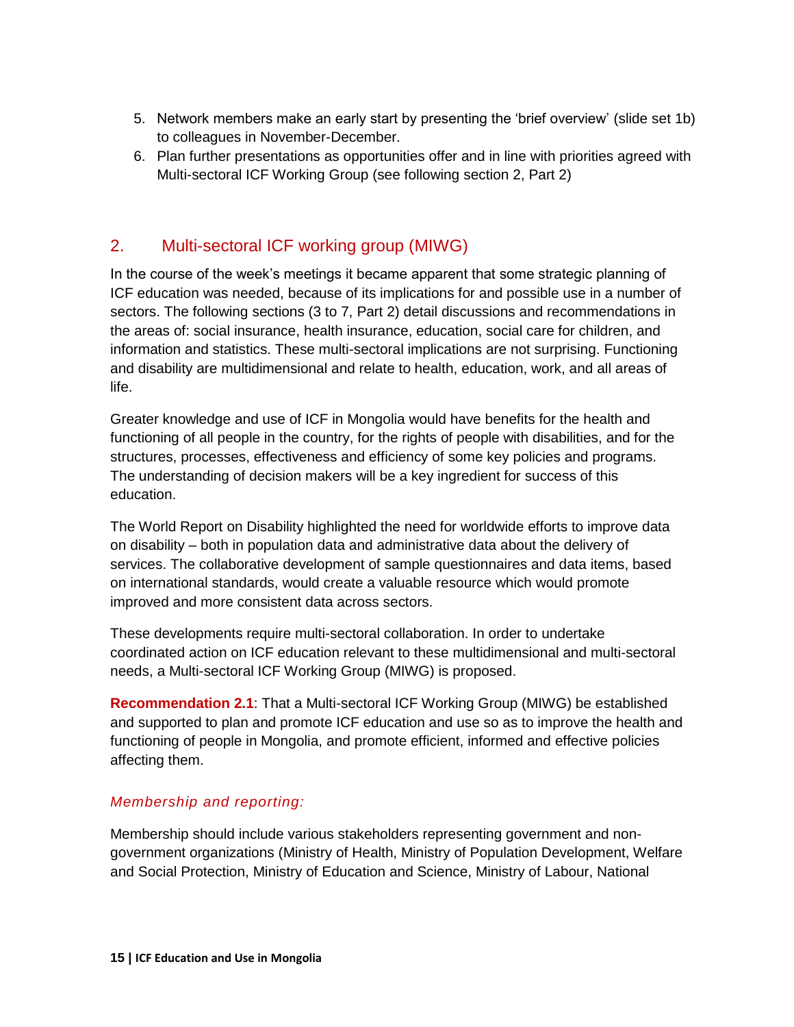5. Network members make an early start by presenting the 'brief overview' (slide set 1b) to colleagues in November-December.
6. Plan further presentations as opportunities offer and in line with priorities agreed with Multi-sectoral ICF Working Group (see following section 2, Part 2)

## 2. Multi-sectoral ICF working group (MIWG)

In the course of the week's meetings it became apparent that some strategic planning of ICF education was needed, because of its implications for and possible use in a number of sectors. The following sections (3 to 7, Part 2) detail discussions and recommendations in the areas of: social insurance, health insurance, education, social care for children, and information and statistics. These multi-sectoral implications are not surprising. Functioning and disability are multidimensional and relate to health, education, work, and all areas of life.

Greater knowledge and use of ICF in Mongolia would have benefits for the health and functioning of all people in the country, for the rights of people with disabilities, and for the structures, processes, effectiveness and efficiency of some key policies and programs. The understanding of decision makers will be a key ingredient for success of this education.

The World Report on Disability highlighted the need for worldwide efforts to improve data on disability – both in population data and administrative data about the delivery of services. The collaborative development of sample questionnaires and data items, based on international standards, would create a valuable resource which would promote improved and more consistent data across sectors.

These developments require multi-sectoral collaboration. In order to undertake coordinated action on ICF education relevant to these multidimensional and multi-sectoral needs, a Multi-sectoral ICF Working Group (MIWG) is proposed.

**Recommendation 2.1**: That a Multi-sectoral ICF Working Group (MIWG) be established and supported to plan and promote ICF education and use so as to improve the health and functioning of people in Mongolia, and promote efficient, informed and effective policies affecting them.

### *Membership and reporting:*

Membership should include various stakeholders representing government and non-government organizations (Ministry of Health, Ministry of Population Development, Welfare and Social Protection, Ministry of Education and Science, Ministry of Labour, National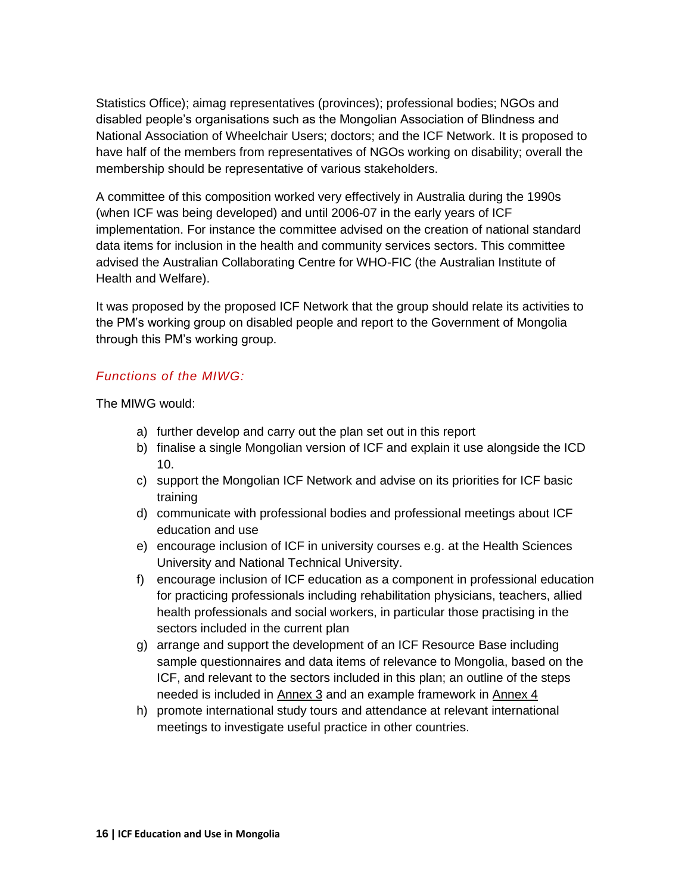Statistics Office); aimag representatives (provinces); professional bodies; NGOs and disabled people's organisations such as the Mongolian Association of Blindness and National Association of Wheelchair Users; doctors; and the ICF Network. It is proposed to have half of the members from representatives of NGOs working on disability; overall the membership should be representative of various stakeholders.

A committee of this composition worked very effectively in Australia during the 1990s (when ICF was being developed) and until 2006-07 in the early years of ICF implementation. For instance the committee advised on the creation of national standard data items for inclusion in the health and community services sectors. This committee advised the Australian Collaborating Centre for WHO-FIC (the Australian Institute of Health and Welfare).

It was proposed by the proposed ICF Network that the group should relate its activities to the PM's working group on disabled people and report to the Government of Mongolia through this PM's working group.

*Functions of the MIWG:*

The MIWG would:

a) further develop and carry out the plan set out in this report
b) finalise a single Mongolian version of ICF and explain it use alongside the ICD 10.
c) support the Mongolian ICF Network and advise on its priorities for ICF basic training
d) communicate with professional bodies and professional meetings about ICF education and use
e) encourage inclusion of ICF in university courses e.g. at the Health Sciences University and National Technical University.
f) encourage inclusion of ICF education as a component in professional education for practicing professionals including rehabilitation physicians, teachers, allied health professionals and social workers, in particular those practising in the sectors included in the current plan
g) arrange and support the development of an ICF Resource Base including sample questionnaires and data items of relevance to Mongolia, based on the ICF, and relevant to the sectors included in this plan; an outline of the steps needed is included in Annex 3 and an example framework in Annex 4
h) promote international study tours and attendance at relevant international meetings to investigate useful practice in other countries.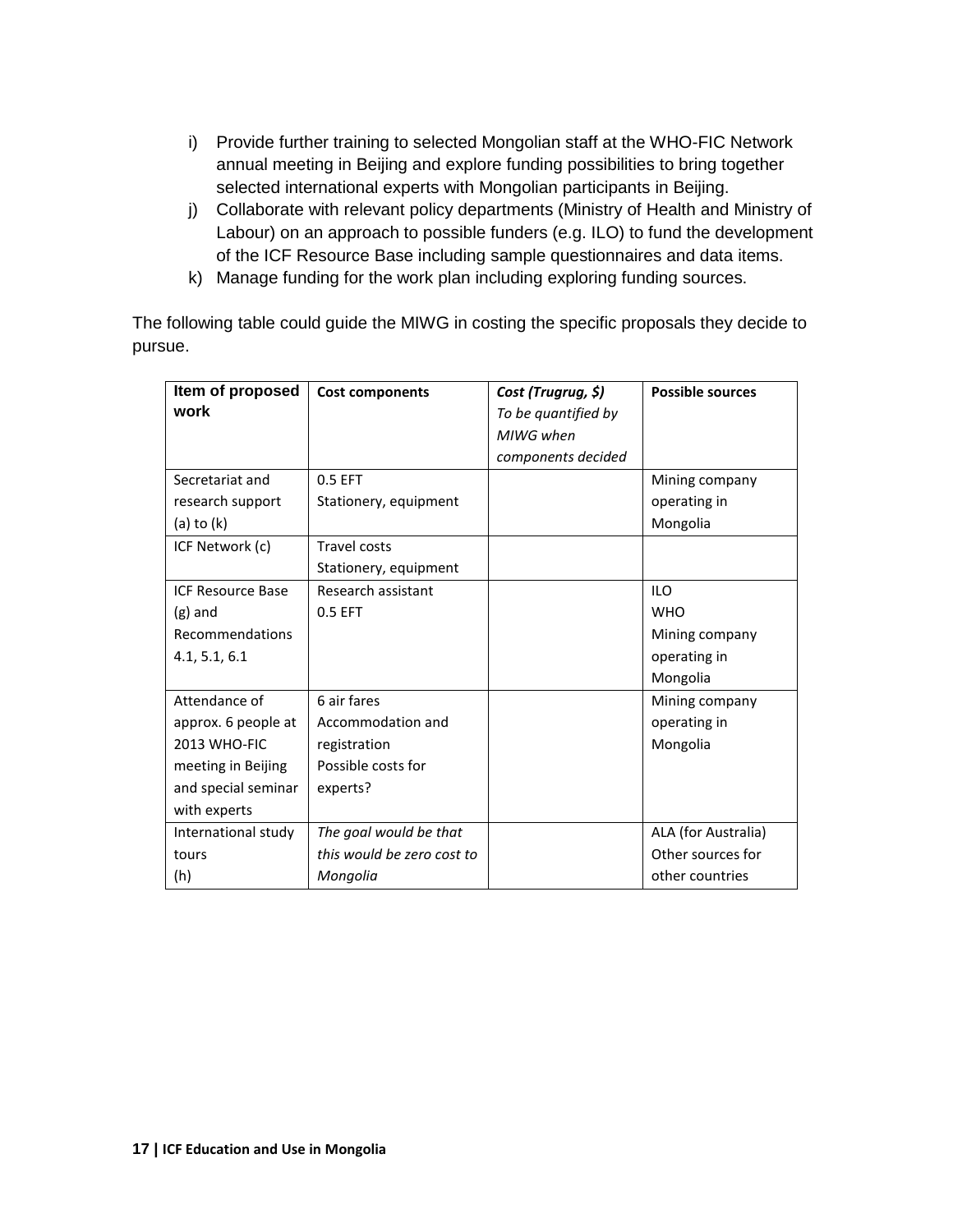i) Provide further training to selected Mongolian staff at the WHO-FIC Network annual meeting in Beijing and explore funding possibilities to bring together selected international experts with Mongolian participants in Beijing.
j) Collaborate with relevant policy departments (Ministry of Health and Ministry of Labour) on an approach to possible funders (e.g. ILO) to fund the development of the ICF Resource Base including sample questionnaires and data items.
k) Manage funding for the work plan including exploring funding sources.

The following table could guide the MIWG in costing the specific proposals they decide to pursue.

| **Item of proposed work** | **Cost components** | ***Cost (Trugrug, $)*** *To be quantified by MIWG when components decided* | **Possible sources** |
|---|---|---|---|
| Secretariat and research support (a) to (k) | 0.5 EFT<br>Stationery, equipment | | Mining company operating in Mongolia |
| ICF Network (c) | Travel costs<br>Stationery, equipment | | |
| ICF Resource Base (g) and Recommendations 4.1, 5.1, 6.1 | Research assistant<br>0.5 EFT | | ILO<br>WHO<br>Mining company operating in Mongolia |
| Attendance of approx. 6 people at 2013 WHO-FIC meeting in Beijing and special seminar with experts | 6 air fares<br>Accommodation and registration<br>Possible costs for experts? | | Mining company operating in Mongolia |
| International study tours (h) | *The goal would be that this would be zero cost to Mongolia* | | ALA (for Australia)<br>Other sources for other countries |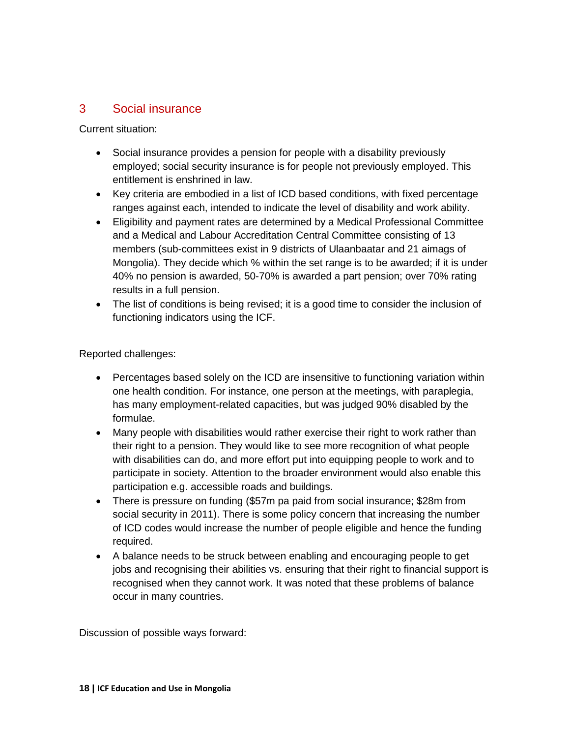## 3 Social insurance

Current situation:

- Social insurance provides a pension for people with a disability previously employed; social security insurance is for people not previously employed. This entitlement is enshrined in law.
- Key criteria are embodied in a list of ICD based conditions, with fixed percentage ranges against each, intended to indicate the level of disability and work ability.
- Eligibility and payment rates are determined by a Medical Professional Committee and a Medical and Labour Accreditation Central Committee consisting of 13 members (sub-committees exist in 9 districts of Ulaanbaatar and 21 aimags of Mongolia). They decide which % within the set range is to be awarded; if it is under 40% no pension is awarded, 50-70% is awarded a part pension; over 70% rating results in a full pension.
- The list of conditions is being revised; it is a good time to consider the inclusion of functioning indicators using the ICF.

Reported challenges:

- Percentages based solely on the ICD are insensitive to functioning variation within one health condition. For instance, one person at the meetings, with paraplegia, has many employment-related capacities, but was judged 90% disabled by the formulae.
- Many people with disabilities would rather exercise their right to work rather than their right to a pension. They would like to see more recognition of what people with disabilities can do, and more effort put into equipping people to work and to participate in society. Attention to the broader environment would also enable this participation e.g. accessible roads and buildings.
- There is pressure on funding ($57m pa paid from social insurance; $28m from social security in 2011). There is some policy concern that increasing the number of ICD codes would increase the number of people eligible and hence the funding required.
- A balance needs to be struck between enabling and encouraging people to get jobs and recognising their abilities vs. ensuring that their right to financial support is recognised when they cannot work. It was noted that these problems of balance occur in many countries.

Discussion of possible ways forward: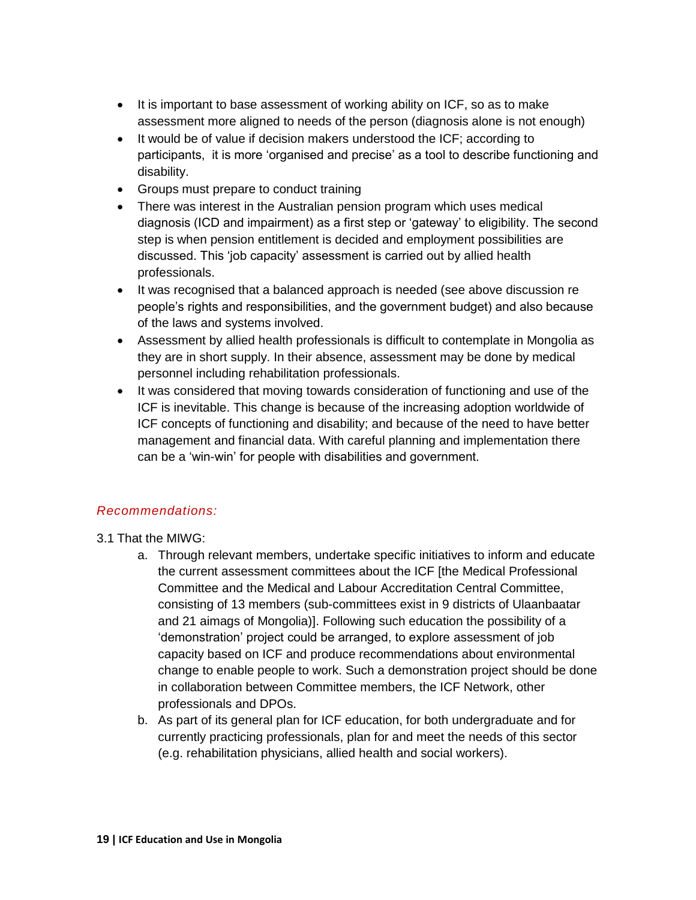- It is important to base assessment of working ability on ICF, so as to make assessment more aligned to needs of the person (diagnosis alone is not enough)
- It would be of value if decision makers understood the ICF; according to participants, it is more 'organised and precise' as a tool to describe functioning and disability.
- Groups must prepare to conduct training
- There was interest in the Australian pension program which uses medical diagnosis (ICD and impairment) as a first step or 'gateway' to eligibility. The second step is when pension entitlement is decided and employment possibilities are discussed. This 'job capacity' assessment is carried out by allied health professionals.
- It was recognised that a balanced approach is needed (see above discussion re people's rights and responsibilities, and the government budget) and also because of the laws and systems involved.
- Assessment by allied health professionals is difficult to contemplate in Mongolia as they are in short supply. In their absence, assessment may be done by medical personnel including rehabilitation professionals.
- It was considered that moving towards consideration of functioning and use of the ICF is inevitable. This change is because of the increasing adoption worldwide of ICF concepts of functioning and disability; and because of the need to have better management and financial data. With careful planning and implementation there can be a 'win-win' for people with disabilities and government.

*Recommendations:*

3.1 That the MIWG:

a. Through relevant members, undertake specific initiatives to inform and educate the current assessment committees about the ICF [the Medical Professional Committee and the Medical and Labour Accreditation Central Committee, consisting of 13 members (sub-committees exist in 9 districts of Ulaanbaatar and 21 aimags of Mongolia)]. Following such education the possibility of a 'demonstration' project could be arranged, to explore assessment of job capacity based on ICF and produce recommendations about environmental change to enable people to work. Such a demonstration project should be done in collaboration between Committee members, the ICF Network, other professionals and DPOs.
b. As part of its general plan for ICF education, for both undergraduate and for currently practicing professionals, plan for and meet the needs of this sector (e.g. rehabilitation physicians, allied health and social workers).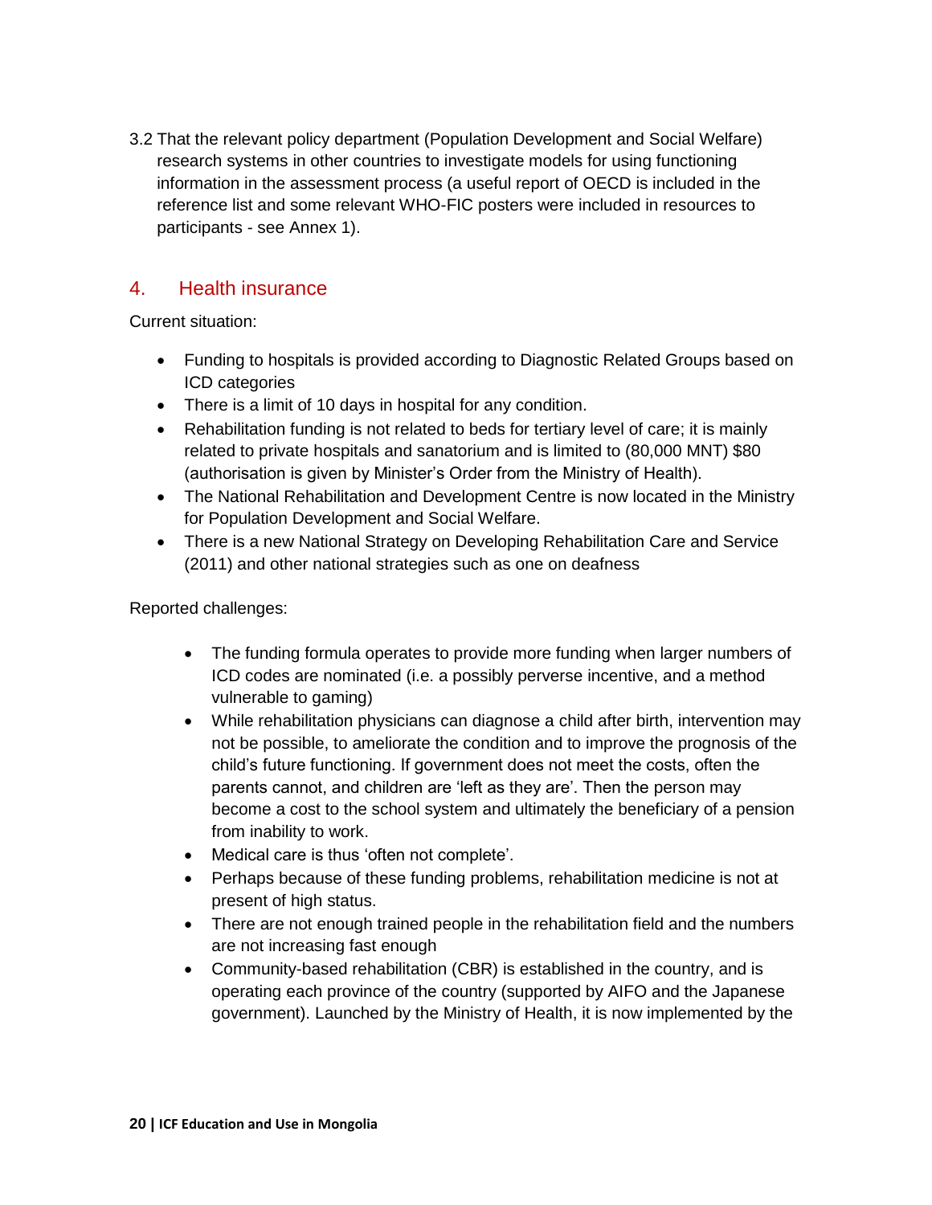3.2 That the relevant policy department (Population Development and Social Welfare) research systems in other countries to investigate models for using functioning information in the assessment process (a useful report of OECD is included in the reference list and some relevant WHO-FIC posters were included in resources to participants - see Annex 1).

## 4. Health insurance

Current situation:

- Funding to hospitals is provided according to Diagnostic Related Groups based on ICD categories
- There is a limit of 10 days in hospital for any condition.
- Rehabilitation funding is not related to beds for tertiary level of care; it is mainly related to private hospitals and sanatorium and is limited to (80,000 MNT) $80 (authorisation is given by Minister's Order from the Ministry of Health).
- The National Rehabilitation and Development Centre is now located in the Ministry for Population Development and Social Welfare.
- There is a new National Strategy on Developing Rehabilitation Care and Service (2011) and other national strategies such as one on deafness

Reported challenges:

- The funding formula operates to provide more funding when larger numbers of ICD codes are nominated (i.e. a possibly perverse incentive, and a method vulnerable to gaming)
- While rehabilitation physicians can diagnose a child after birth, intervention may not be possible, to ameliorate the condition and to improve the prognosis of the child's future functioning. If government does not meet the costs, often the parents cannot, and children are 'left as they are'. Then the person may become a cost to the school system and ultimately the beneficiary of a pension from inability to work.
- Medical care is thus 'often not complete'.
- Perhaps because of these funding problems, rehabilitation medicine is not at present of high status.
- There are not enough trained people in the rehabilitation field and the numbers are not increasing fast enough
- Community-based rehabilitation (CBR) is established in the country, and is operating each province of the country (supported by AIFO and the Japanese government). Launched by the Ministry of Health, it is now implemented by the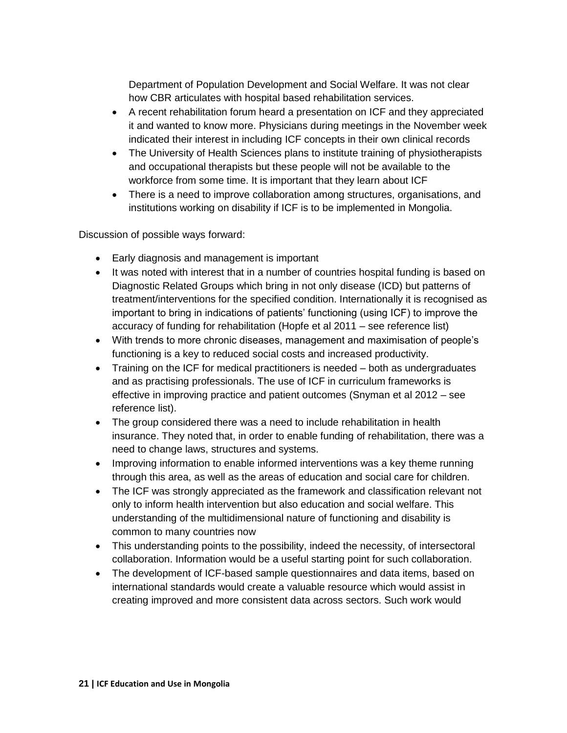Department of Population Development and Social Welfare. It was not clear how CBR articulates with hospital based rehabilitation services.

- A recent rehabilitation forum heard a presentation on ICF and they appreciated it and wanted to know more. Physicians during meetings in the November week indicated their interest in including ICF concepts in their own clinical records
- The University of Health Sciences plans to institute training of physiotherapists and occupational therapists but these people will not be available to the workforce from some time. It is important that they learn about ICF
- There is a need to improve collaboration among structures, organisations, and institutions working on disability if ICF is to be implemented in Mongolia.

Discussion of possible ways forward:

- Early diagnosis and management is important
- It was noted with interest that in a number of countries hospital funding is based on Diagnostic Related Groups which bring in not only disease (ICD) but patterns of treatment/interventions for the specified condition. Internationally it is recognised as important to bring in indications of patients' functioning (using ICF) to improve the accuracy of funding for rehabilitation (Hopfe et al 2011 – see reference list)
- With trends to more chronic diseases, management and maximisation of people's functioning is a key to reduced social costs and increased productivity.
- Training on the ICF for medical practitioners is needed – both as undergraduates and as practising professionals. The use of ICF in curriculum frameworks is effective in improving practice and patient outcomes (Snyman et al 2012 – see reference list).
- The group considered there was a need to include rehabilitation in health insurance. They noted that, in order to enable funding of rehabilitation, there was a need to change laws, structures and systems.
- Improving information to enable informed interventions was a key theme running through this area, as well as the areas of education and social care for children.
- The ICF was strongly appreciated as the framework and classification relevant not only to inform health intervention but also education and social welfare. This understanding of the multidimensional nature of functioning and disability is common to many countries now
- This understanding points to the possibility, indeed the necessity, of intersectoral collaboration. Information would be a useful starting point for such collaboration.
- The development of ICF-based sample questionnaires and data items, based on international standards would create a valuable resource which would assist in creating improved and more consistent data across sectors. Such work would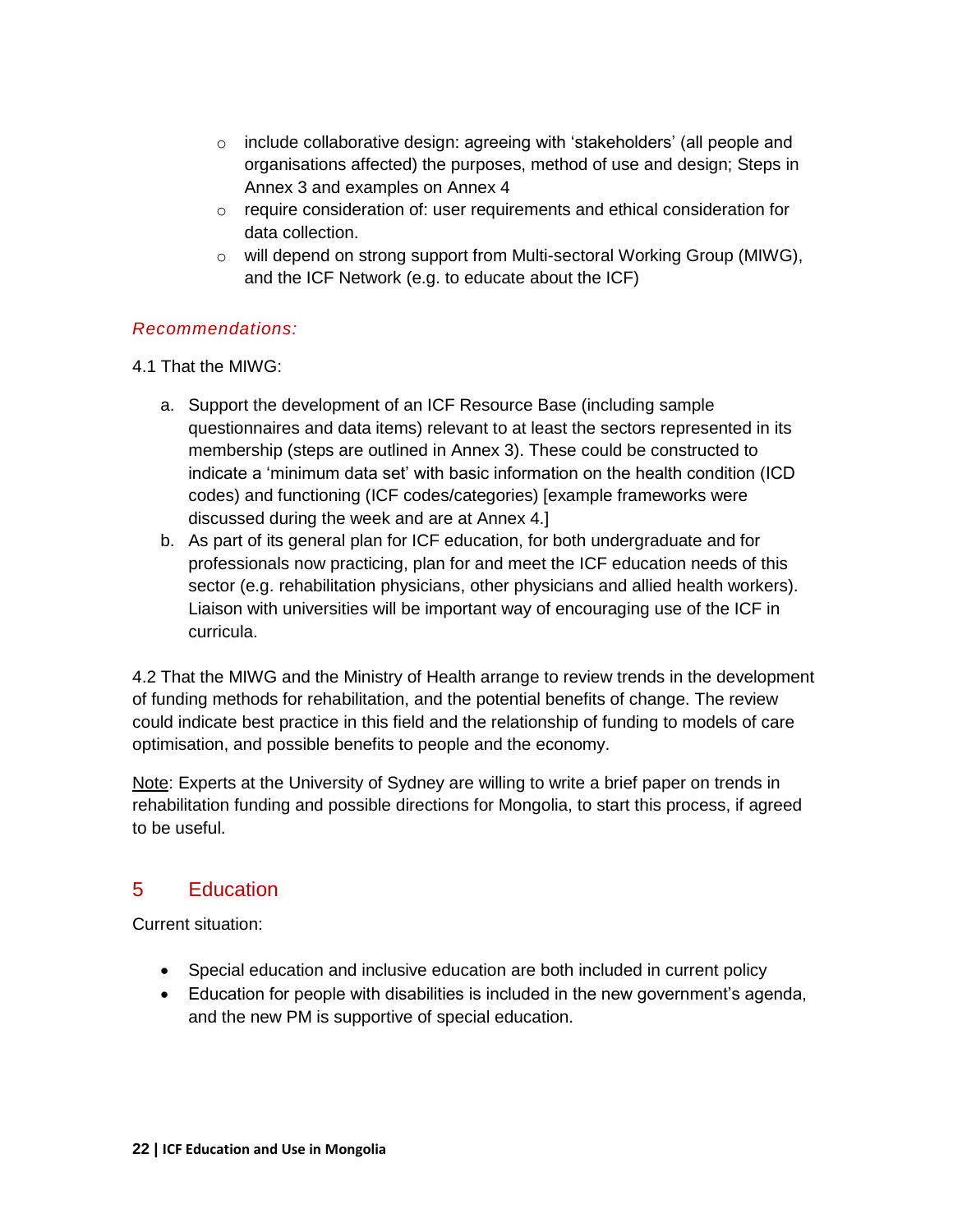- include collaborative design: agreeing with 'stakeholders' (all people and organisations affected) the purposes, method of use and design; Steps in Annex 3 and examples on Annex 4
- require consideration of: user requirements and ethical consideration for data collection.
- will depend on strong support from Multi-sectoral Working Group (MIWG), and the ICF Network (e.g. to educate about the ICF)

*Recommendations:*

4.1 That the MIWG:

a. Support the development of an ICF Resource Base (including sample questionnaires and data items) relevant to at least the sectors represented in its membership (steps are outlined in Annex 3). These could be constructed to indicate a 'minimum data set' with basic information on the health condition (ICD codes) and functioning (ICF codes/categories) [example frameworks were discussed during the week and are at Annex 4.]
b. As part of its general plan for ICF education, for both undergraduate and for professionals now practicing, plan for and meet the ICF education needs of this sector (e.g. rehabilitation physicians, other physicians and allied health workers). Liaison with universities will be important way of encouraging use of the ICF in curricula.

4.2 That the MIWG and the Ministry of Health arrange to review trends in the development of funding methods for rehabilitation, and the potential benefits of change. The review could indicate best practice in this field and the relationship of funding to models of care optimisation, and possible benefits to people and the economy.

Note: Experts at the University of Sydney are willing to write a brief paper on trends in rehabilitation funding and possible directions for Mongolia, to start this process, if agreed to be useful.

## 5 Education

Current situation:

- Special education and inclusive education are both included in current policy
- Education for people with disabilities is included in the new government's agenda, and the new PM is supportive of special education.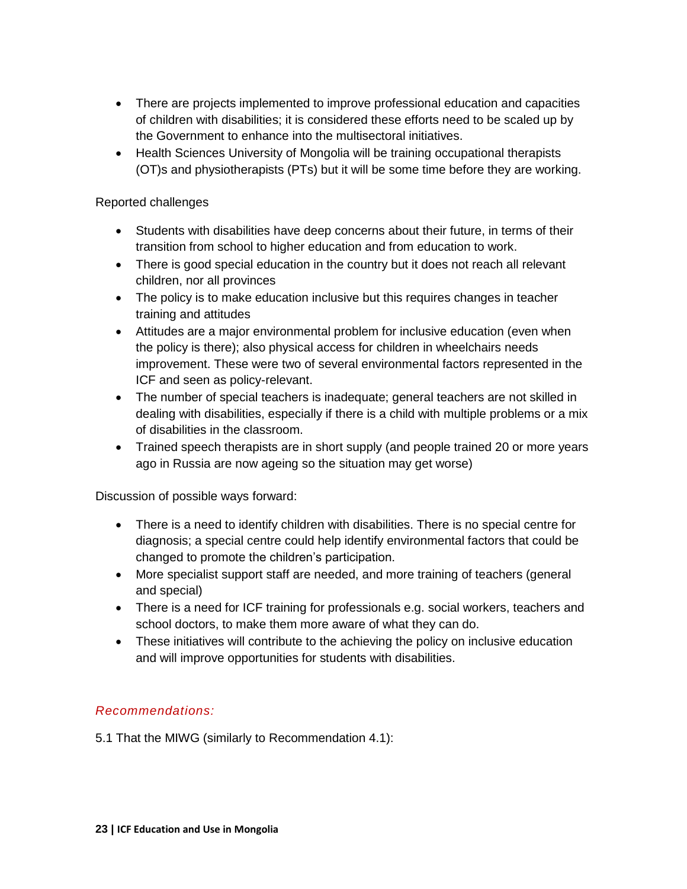- There are projects implemented to improve professional education and capacities of children with disabilities; it is considered these efforts need to be scaled up by the Government to enhance into the multisectoral initiatives.
- Health Sciences University of Mongolia will be training occupational therapists (OT)s and physiotherapists (PTs) but it will be some time before they are working.

Reported challenges

- Students with disabilities have deep concerns about their future, in terms of their transition from school to higher education and from education to work.
- There is good special education in the country but it does not reach all relevant children, nor all provinces
- The policy is to make education inclusive but this requires changes in teacher training and attitudes
- Attitudes are a major environmental problem for inclusive education (even when the policy is there); also physical access for children in wheelchairs needs improvement. These were two of several environmental factors represented in the ICF and seen as policy-relevant.
- The number of special teachers is inadequate; general teachers are not skilled in dealing with disabilities, especially if there is a child with multiple problems or a mix of disabilities in the classroom.
- Trained speech therapists are in short supply (and people trained 20 or more years ago in Russia are now ageing so the situation may get worse)

Discussion of possible ways forward:

- There is a need to identify children with disabilities. There is no special centre for diagnosis; a special centre could help identify environmental factors that could be changed to promote the children's participation.
- More specialist support staff are needed, and more training of teachers (general and special)
- There is a need for ICF training for professionals e.g. social workers, teachers and school doctors, to make them more aware of what they can do.
- These initiatives will contribute to the achieving the policy on inclusive education and will improve opportunities for students with disabilities.

*Recommendations:*

5.1 That the MIWG (similarly to Recommendation 4.1):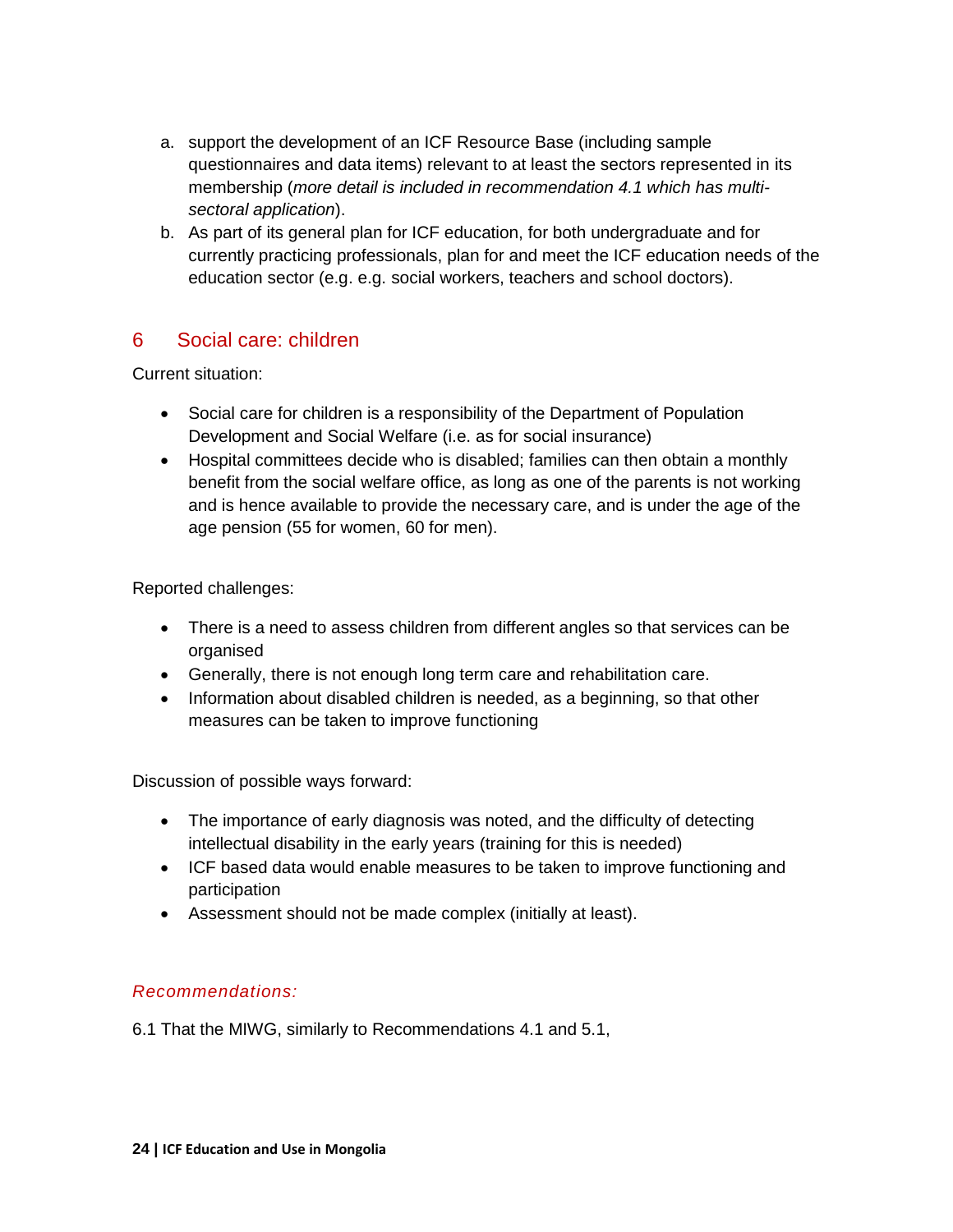a. support the development of an ICF Resource Base (including sample questionnaires and data items) relevant to at least the sectors represented in its membership (*more detail is included in recommendation 4.1 which has multi-sectoral application*).
b. As part of its general plan for ICF education, for both undergraduate and for currently practicing professionals, plan for and meet the ICF education needs of the education sector (e.g. e.g. social workers, teachers and school doctors).

## 6 Social care: children

Current situation:

- Social care for children is a responsibility of the Department of Population Development and Social Welfare (i.e. as for social insurance)
- Hospital committees decide who is disabled; families can then obtain a monthly benefit from the social welfare office, as long as one of the parents is not working and is hence available to provide the necessary care, and is under the age of the age pension (55 for women, 60 for men).

Reported challenges:

- There is a need to assess children from different angles so that services can be organised
- Generally, there is not enough long term care and rehabilitation care.
- Information about disabled children is needed, as a beginning, so that other measures can be taken to improve functioning

Discussion of possible ways forward:

- The importance of early diagnosis was noted, and the difficulty of detecting intellectual disability in the early years (training for this is needed)
- ICF based data would enable measures to be taken to improve functioning and participation
- Assessment should not be made complex (initially at least).

*Recommendations:*

6.1 That the MIWG, similarly to Recommendations 4.1 and 5.1,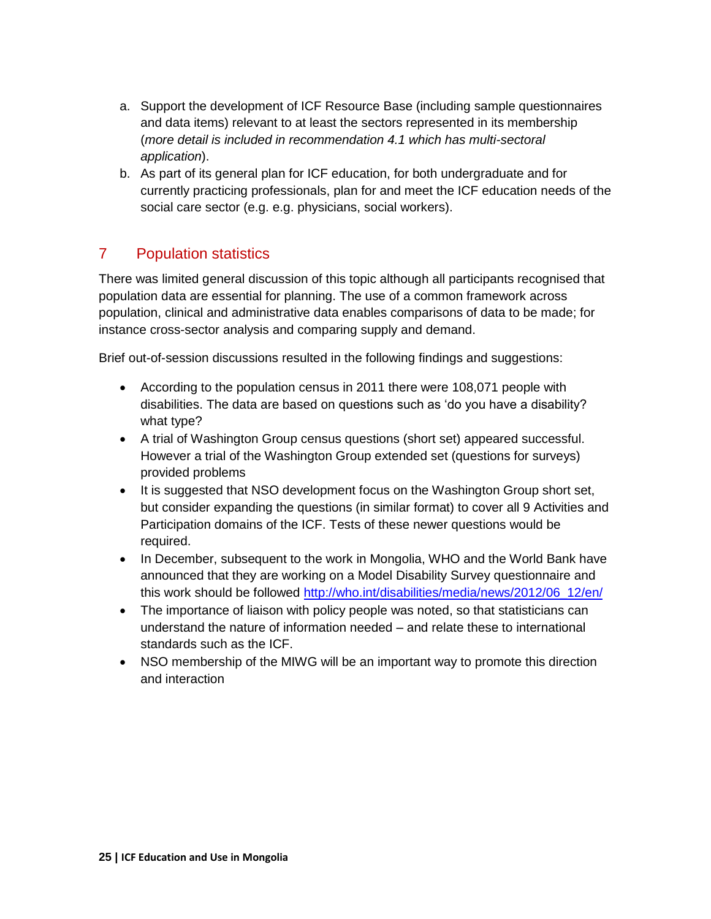a. Support the development of ICF Resource Base (including sample questionnaires and data items) relevant to at least the sectors represented in its membership (*more detail is included in recommendation 4.1 which has multi-sectoral application*).
b. As part of its general plan for ICF education, for both undergraduate and for currently practicing professionals, plan for and meet the ICF education needs of the social care sector (e.g. e.g. physicians, social workers).

## 7 Population statistics

There was limited general discussion of this topic although all participants recognised that population data are essential for planning. The use of a common framework across population, clinical and administrative data enables comparisons of data to be made; for instance cross-sector analysis and comparing supply and demand.

Brief out-of-session discussions resulted in the following findings and suggestions:

- According to the population census in 2011 there were 108,071 people with disabilities. The data are based on questions such as 'do you have a disability? what type?
- A trial of Washington Group census questions (short set) appeared successful. However a trial of the Washington Group extended set (questions for surveys) provided problems
- It is suggested that NSO development focus on the Washington Group short set, but consider expanding the questions (in similar format) to cover all 9 Activities and Participation domains of the ICF. Tests of these newer questions would be required.
- In December, subsequent to the work in Mongolia, WHO and the World Bank have announced that they are working on a Model Disability Survey questionnaire and this work should be followed http://who.int/disabilities/media/news/2012/06_12/en/
- The importance of liaison with policy people was noted, so that statisticians can understand the nature of information needed – and relate these to international standards such as the ICF.
- NSO membership of the MIWG will be an important way to promote this direction and interaction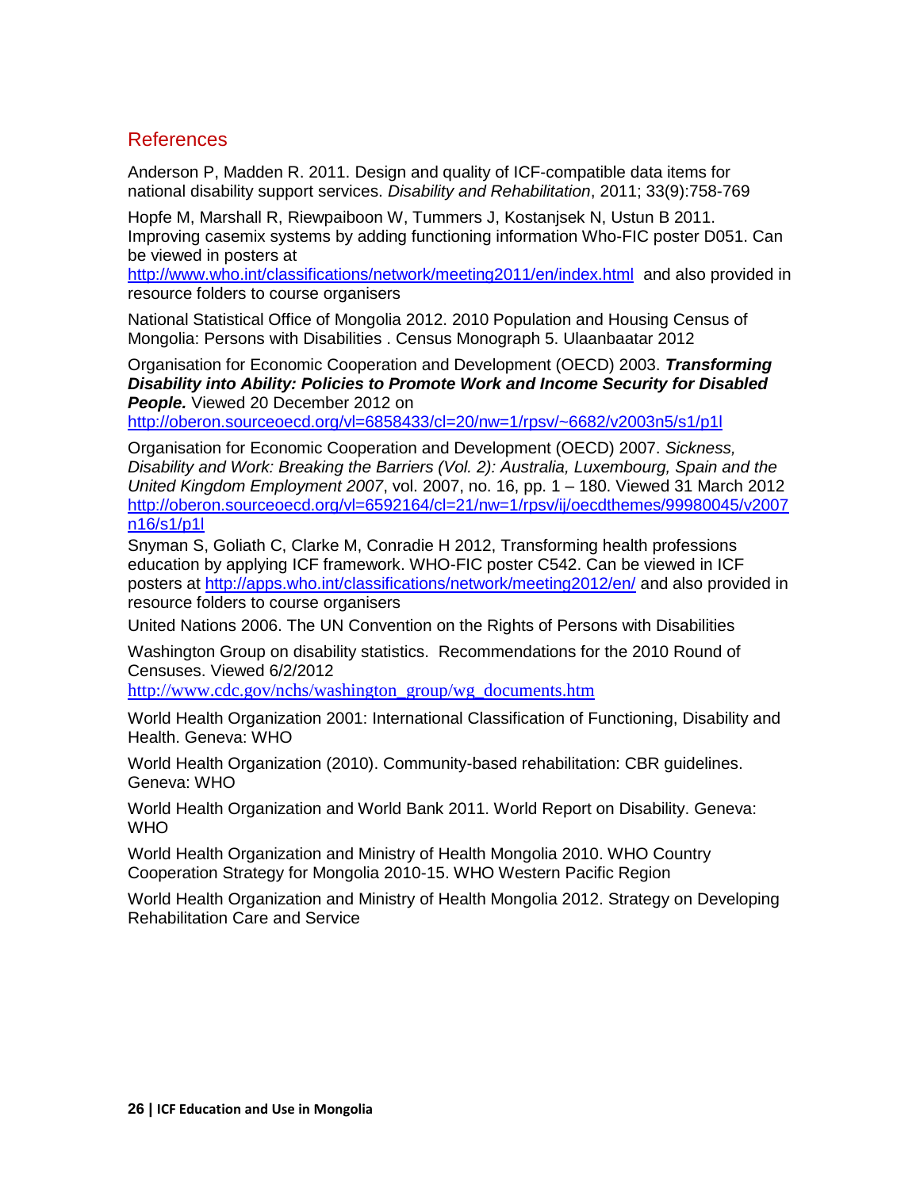## References

Anderson P, Madden R. 2011. Design and quality of ICF-compatible data items for national disability support services. *Disability and Rehabilitation*, 2011; 33(9):758-769

Hopfe M, Marshall R, Riewpaiboon W, Tummers J, Kostanjsek N, Ustun B 2011. Improving casemix systems by adding functioning information Who-FIC poster D051. Can be viewed in posters at http://www.who.int/classifications/network/meeting2011/en/index.html and also provided in resource folders to course organisers

National Statistical Office of Mongolia 2012. 2010 Population and Housing Census of Mongolia: Persons with Disabilities . Census Monograph 5. Ulaanbaatar 2012

Organisation for Economic Cooperation and Development (OECD) 2003. ***Transforming Disability into Ability: Policies to Promote Work and Income Security for Disabled People.*** Viewed 20 December 2012 on http://oberon.sourceoecd.org/vl=6858433/cl=20/nw=1/rpsv/~6682/v2003n5/s1/p1l

Organisation for Economic Cooperation and Development (OECD) 2007. *Sickness, Disability and Work: Breaking the Barriers (Vol. 2): Australia, Luxembourg, Spain and the United Kingdom Employment 2007*, vol. 2007, no. 16, pp. 1 – 180. Viewed 31 March 2012 http://oberon.sourceoecd.org/vl=6592164/cl=21/nw=1/rpsv/ij/oecdthemes/99980045/v2007n16/s1/p1l

Snyman S, Goliath C, Clarke M, Conradie H 2012, Transforming health professions education by applying ICF framework. WHO-FIC poster C542. Can be viewed in ICF posters at http://apps.who.int/classifications/network/meeting2012/en/ and also provided in resource folders to course organisers

United Nations 2006. The UN Convention on the Rights of Persons with Disabilities

Washington Group on disability statistics. Recommendations for the 2010 Round of Censuses. Viewed 6/2/2012 http://www.cdc.gov/nchs/washington_group/wg_documents.htm

World Health Organization 2001: International Classification of Functioning, Disability and Health. Geneva: WHO

World Health Organization (2010). Community-based rehabilitation: CBR guidelines. Geneva: WHO

World Health Organization and World Bank 2011. World Report on Disability. Geneva: WHO

World Health Organization and Ministry of Health Mongolia 2010. WHO Country Cooperation Strategy for Mongolia 2010-15. WHO Western Pacific Region

World Health Organization and Ministry of Health Mongolia 2012. Strategy on Developing Rehabilitation Care and Service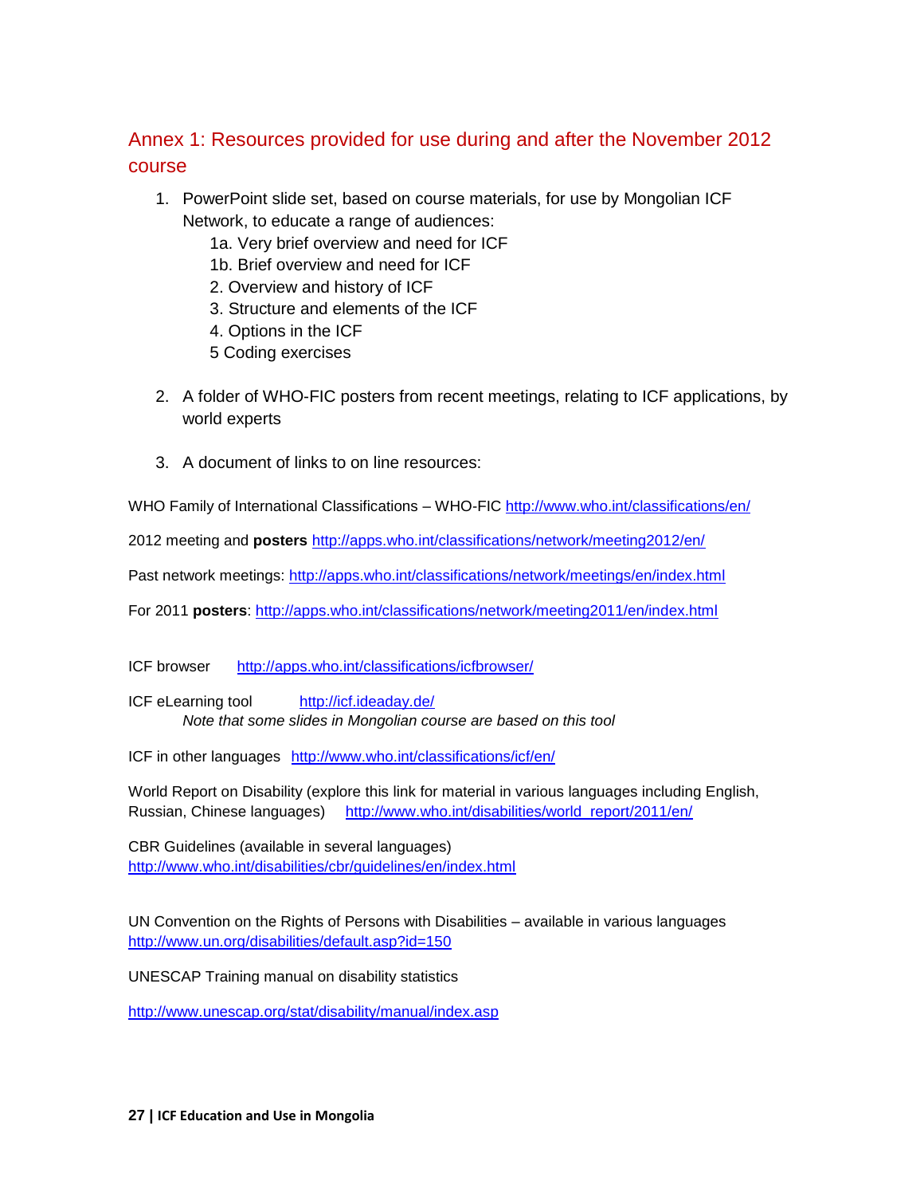## Annex 1: Resources provided for use during and after the November 2012 course

1. PowerPoint slide set, based on course materials, for use by Mongolian ICF Network, to educate a range of audiences:
   - 1a. Very brief overview and need for ICF
   - 1b. Brief overview and need for ICF
   - 2. Overview and history of ICF
   - 3. Structure and elements of the ICF
   - 4. Options in the ICF
   - 5 Coding exercises

2. A folder of WHO-FIC posters from recent meetings, relating to ICF applications, by world experts

3. A document of links to on line resources:

WHO Family of International Classifications – WHO-FIC http://www.who.int/classifications/en/

2012 meeting and **posters** http://apps.who.int/classifications/network/meeting2012/en/

Past network meetings: http://apps.who.int/classifications/network/meetings/en/index.html

For 2011 **posters**: http://apps.who.int/classifications/network/meeting2011/en/index.html

ICF browser http://apps.who.int/classifications/icfbrowser/

ICF eLearning tool http://icf.ideaday.de/

*Note that some slides in Mongolian course are based on this tool*

ICF in other languages http://www.who.int/classifications/icf/en/

World Report on Disability (explore this link for material in various languages including English, Russian, Chinese languages) http://www.who.int/disabilities/world_report/2011/en/

CBR Guidelines (available in several languages)
http://www.who.int/disabilities/cbr/guidelines/en/index.html

UN Convention on the Rights of Persons with Disabilities – available in various languages
http://www.un.org/disabilities/default.asp?id=150

UNESCAP Training manual on disability statistics

http://www.unescap.org/stat/disability/manual/index.asp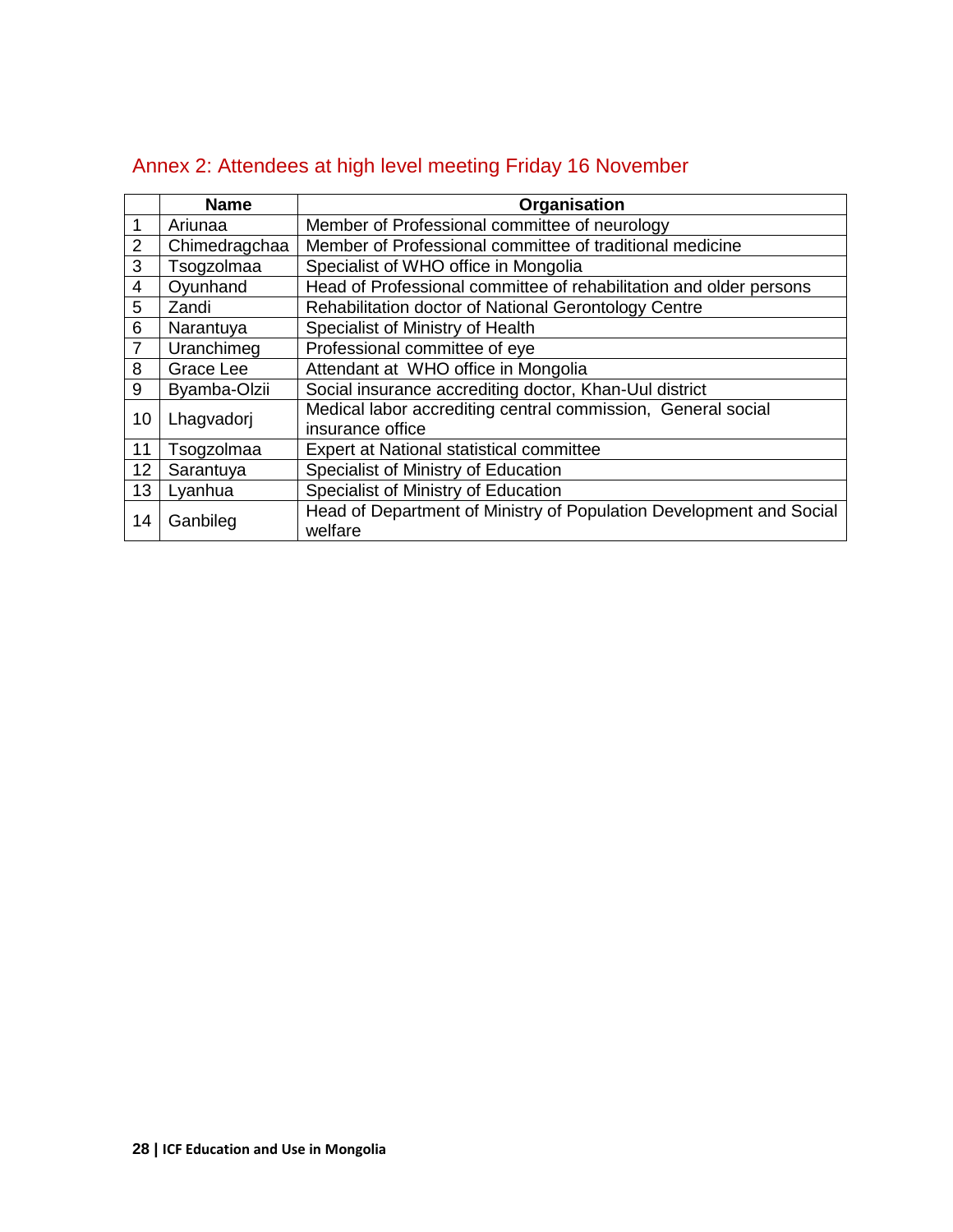## Annex 2: Attendees at high level meeting Friday 16 November

| | Name | Organisation |
|---|---|---|
| 1 | Ariunaa | Member of Professional committee of neurology |
| 2 | Chimedragchaa | Member of Professional committee of traditional medicine |
| 3 | Tsogzolmaa | Specialist of WHO office in Mongolia |
| 4 | Oyunhand | Head of Professional committee of rehabilitation and older persons |
| 5 | Zandi | Rehabilitation doctor of National Gerontology Centre |
| 6 | Narantuya | Specialist of Ministry of Health |
| 7 | Uranchimeg | Professional committee of eye |
| 8 | Grace Lee | Attendant at WHO office in Mongolia |
| 9 | Byamba-Olzii | Social insurance accrediting doctor, Khan-Uul district |
| 10 | Lhagvadorj | Medical labor accrediting central commission, General social insurance office |
| 11 | Tsogzolmaa | Expert at National statistical committee |
| 12 | Sarantuya | Specialist of Ministry of Education |
| 13 | Lyanhua | Specialist of Ministry of Education |
| 14 | Ganbileg | Head of Department of Ministry of Population Development and Social welfare |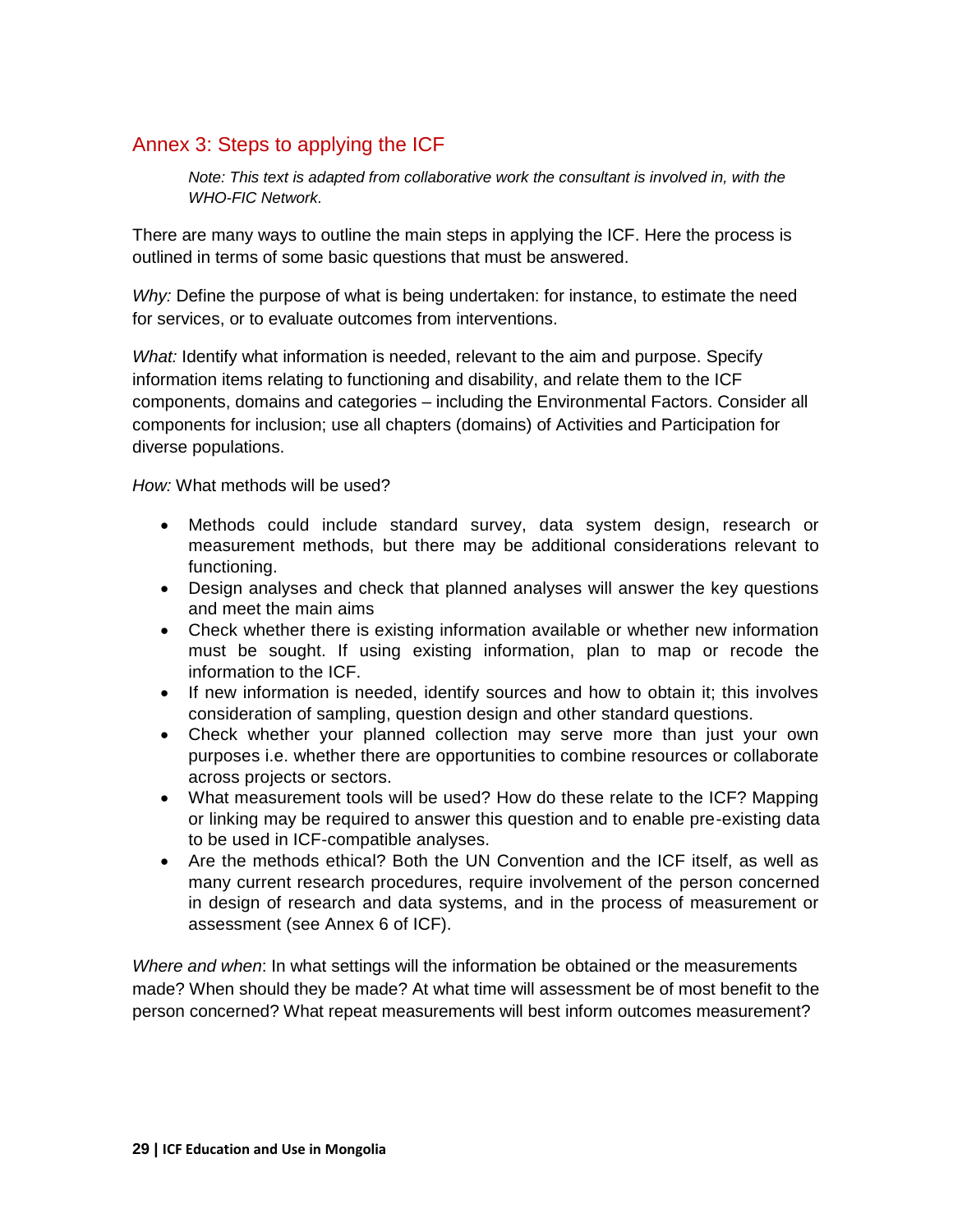## Annex 3: Steps to applying the ICF

*Note: This text is adapted from collaborative work the consultant is involved in, with the WHO-FIC Network.*

There are many ways to outline the main steps in applying the ICF. Here the process is outlined in terms of some basic questions that must be answered.

*Why:* Define the purpose of what is being undertaken: for instance, to estimate the need for services, or to evaluate outcomes from interventions.

*What:* Identify what information is needed, relevant to the aim and purpose. Specify information items relating to functioning and disability, and relate them to the ICF components, domains and categories – including the Environmental Factors. Consider all components for inclusion; use all chapters (domains) of Activities and Participation for diverse populations.

*How:* What methods will be used?

- Methods could include standard survey, data system design, research or measurement methods, but there may be additional considerations relevant to functioning.
- Design analyses and check that planned analyses will answer the key questions and meet the main aims
- Check whether there is existing information available or whether new information must be sought. If using existing information, plan to map or recode the information to the ICF.
- If new information is needed, identify sources and how to obtain it; this involves consideration of sampling, question design and other standard questions.
- Check whether your planned collection may serve more than just your own purposes i.e. whether there are opportunities to combine resources or collaborate across projects or sectors.
- What measurement tools will be used? How do these relate to the ICF? Mapping or linking may be required to answer this question and to enable pre-existing data to be used in ICF-compatible analyses.
- Are the methods ethical? Both the UN Convention and the ICF itself, as well as many current research procedures, require involvement of the person concerned in design of research and data systems, and in the process of measurement or assessment (see Annex 6 of ICF).

*Where and when*: In what settings will the information be obtained or the measurements made? When should they be made? At what time will assessment be of most benefit to the person concerned? What repeat measurements will best inform outcomes measurement?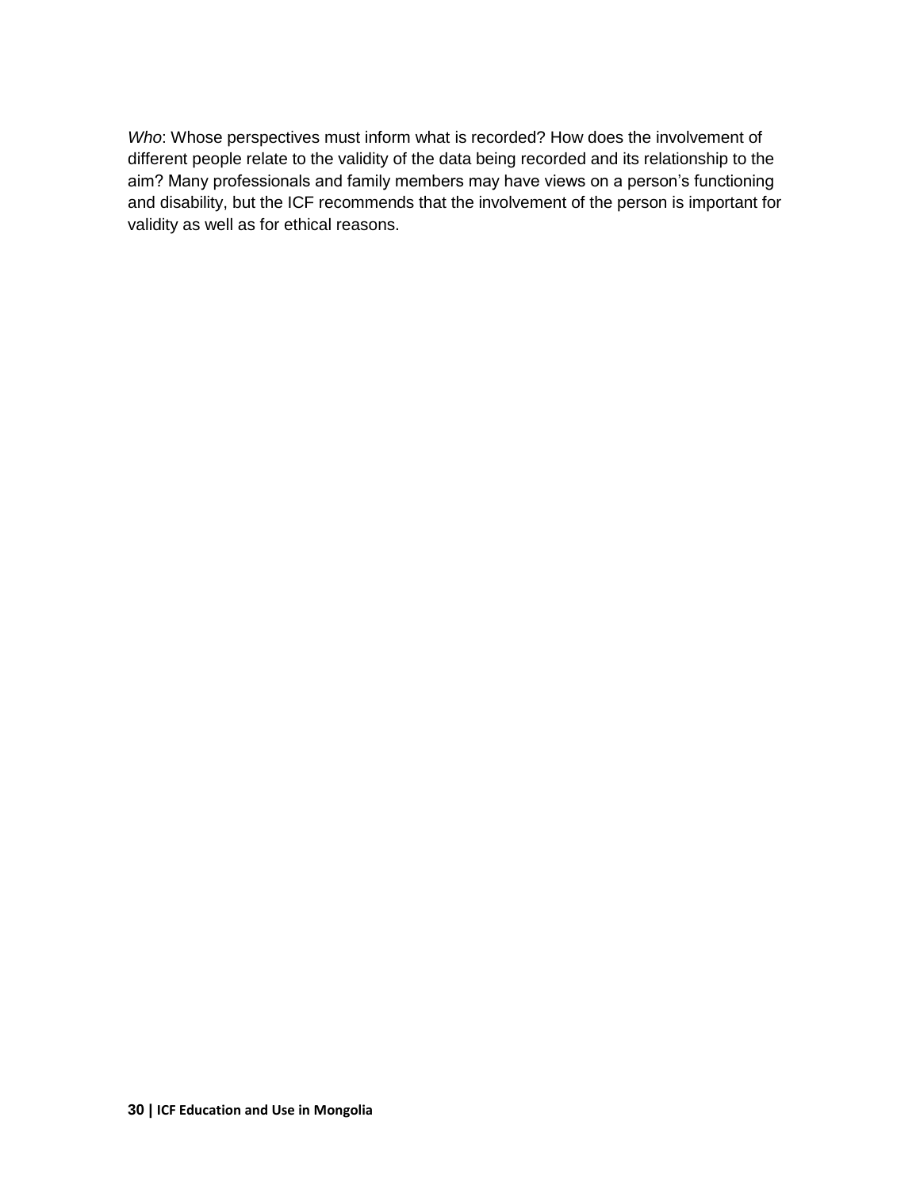*Who*: Whose perspectives must inform what is recorded? How does the involvement of different people relate to the validity of the data being recorded and its relationship to the aim? Many professionals and family members may have views on a person's functioning and disability, but the ICF recommends that the involvement of the person is important for validity as well as for ethical reasons.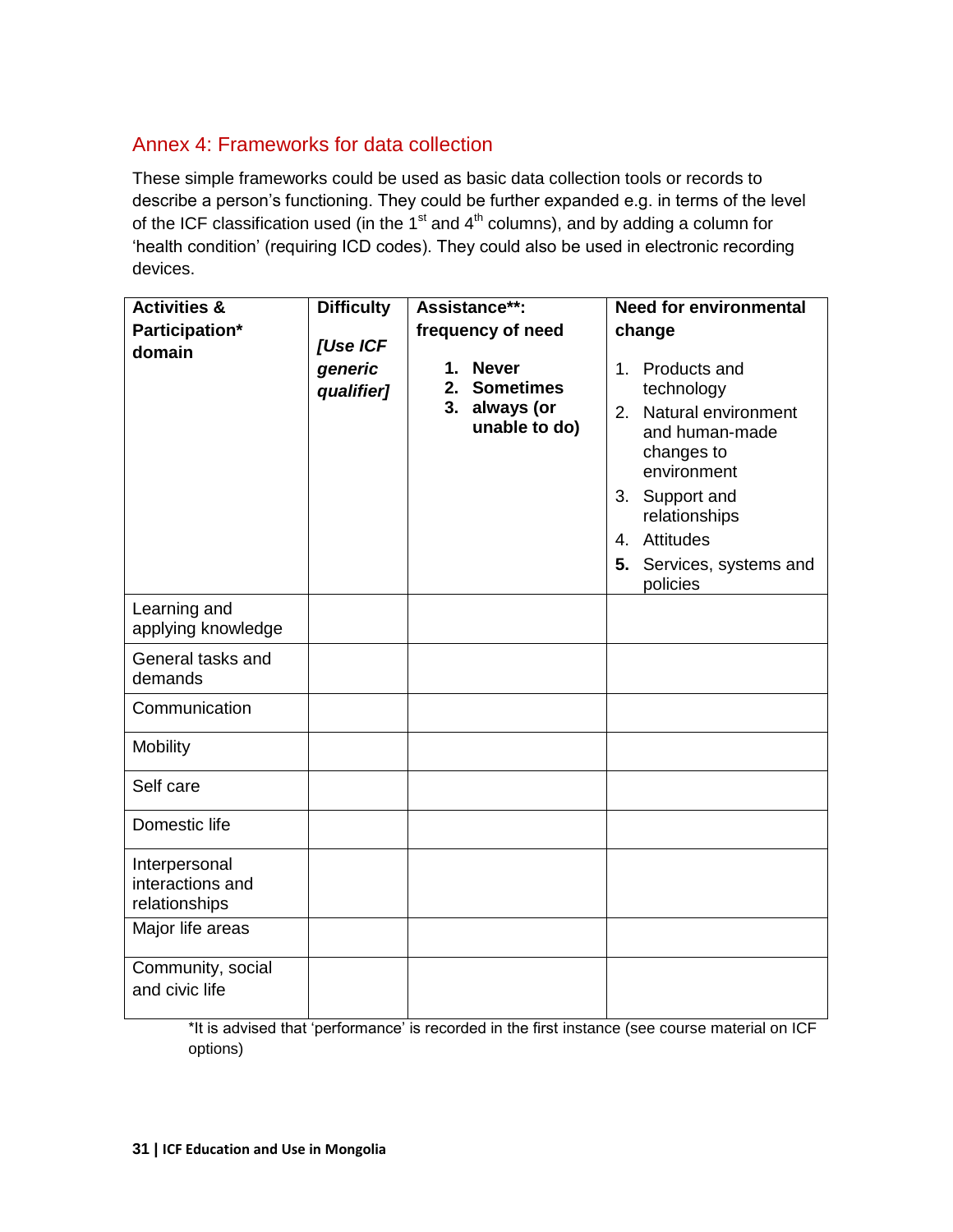## Annex 4: Frameworks for data collection

These simple frameworks could be used as basic data collection tools or records to describe a person's functioning. They could be further expanded e.g. in terms of the level of the ICF classification used (in the 1st and 4th columns), and by adding a column for 'health condition' (requiring ICD codes). They could also be used in electronic recording devices.

| **Activities & Participation* domain** | **Difficulty** ***[Use ICF generic qualifier]*** | **Assistance**: frequency of need** **1. Never** **2. Sometimes** **3. always (or unable to do)** | **Need for environmental change** 1. Products and technology 2. Natural environment and human-made changes to environment 3. Support and relationships 4. Attitudes **5.** Services, systems and policies |
|---|---|---|---|
| Learning and applying knowledge | | | |
| General tasks and demands | | | |
| Communication | | | |
| Mobility | | | |
| Self care | | | |
| Domestic life | | | |
| Interpersonal interactions and relationships | | | |
| Major life areas | | | |
| Community, social and civic life | | | |

*It is advised that 'performance' is recorded in the first instance (see course material on ICF options)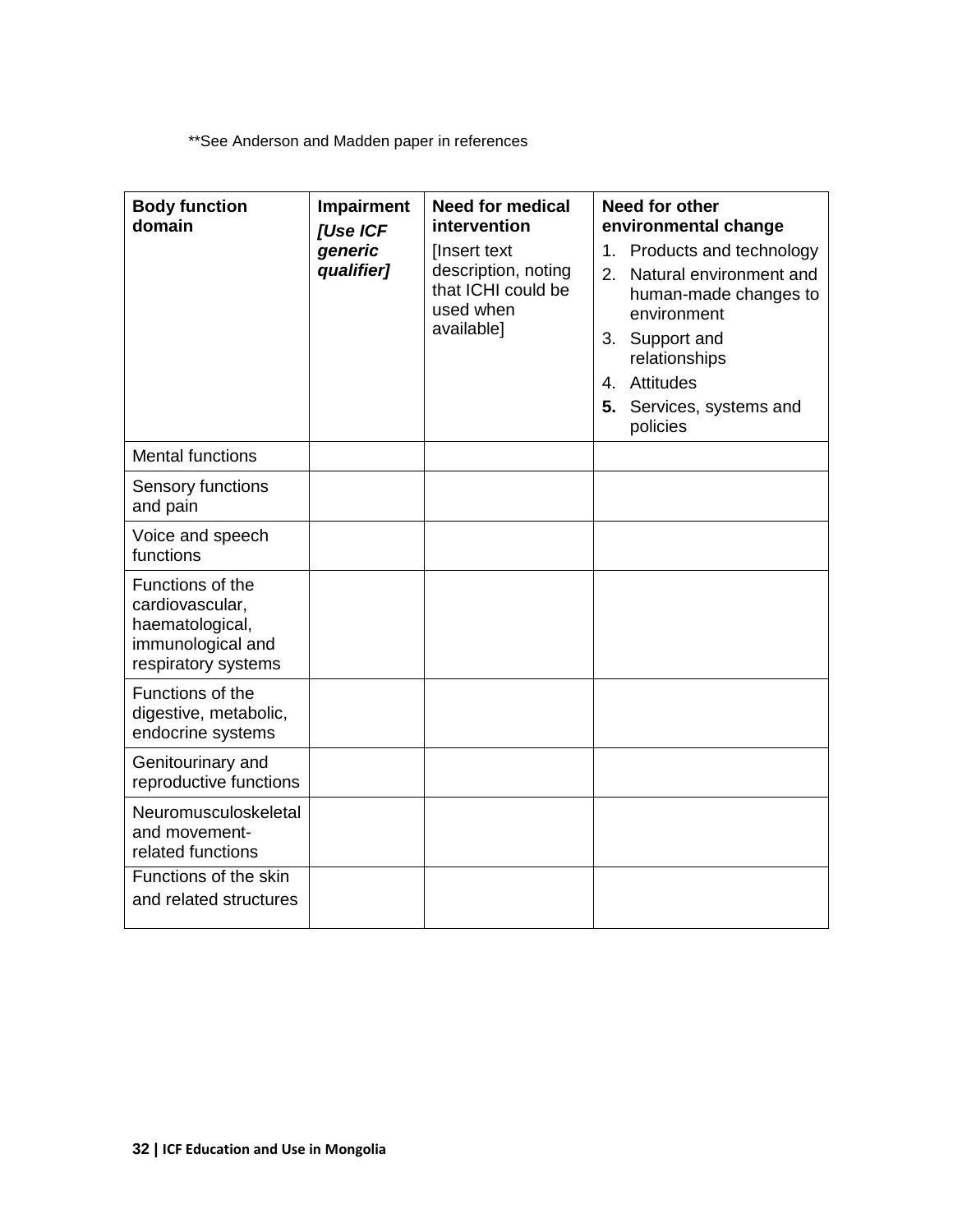**See Anderson and Madden paper in references

| **Body function domain** | **Impairment** ***[Use ICF generic qualifier]*** | **Need for medical intervention** [Insert text description, noting that ICHI could be used when available] | **Need for other environmental change** 1. Products and technology 2. Natural environment and human-made changes to environment 3. Support and relationships 4. Attitudes **5.** Services, systems and policies |
|---|---|---|---|
| Mental functions | | | |
| Sensory functions and pain | | | |
| Voice and speech functions | | | |
| Functions of the cardiovascular, haematological, immunological and respiratory systems | | | |
| Functions of the digestive, metabolic, endocrine systems | | | |
| Genitourinary and reproductive functions | | | |
| Neuromusculoskeletal and movement-related functions | | | |
| Functions of the skin and related structures | | | |